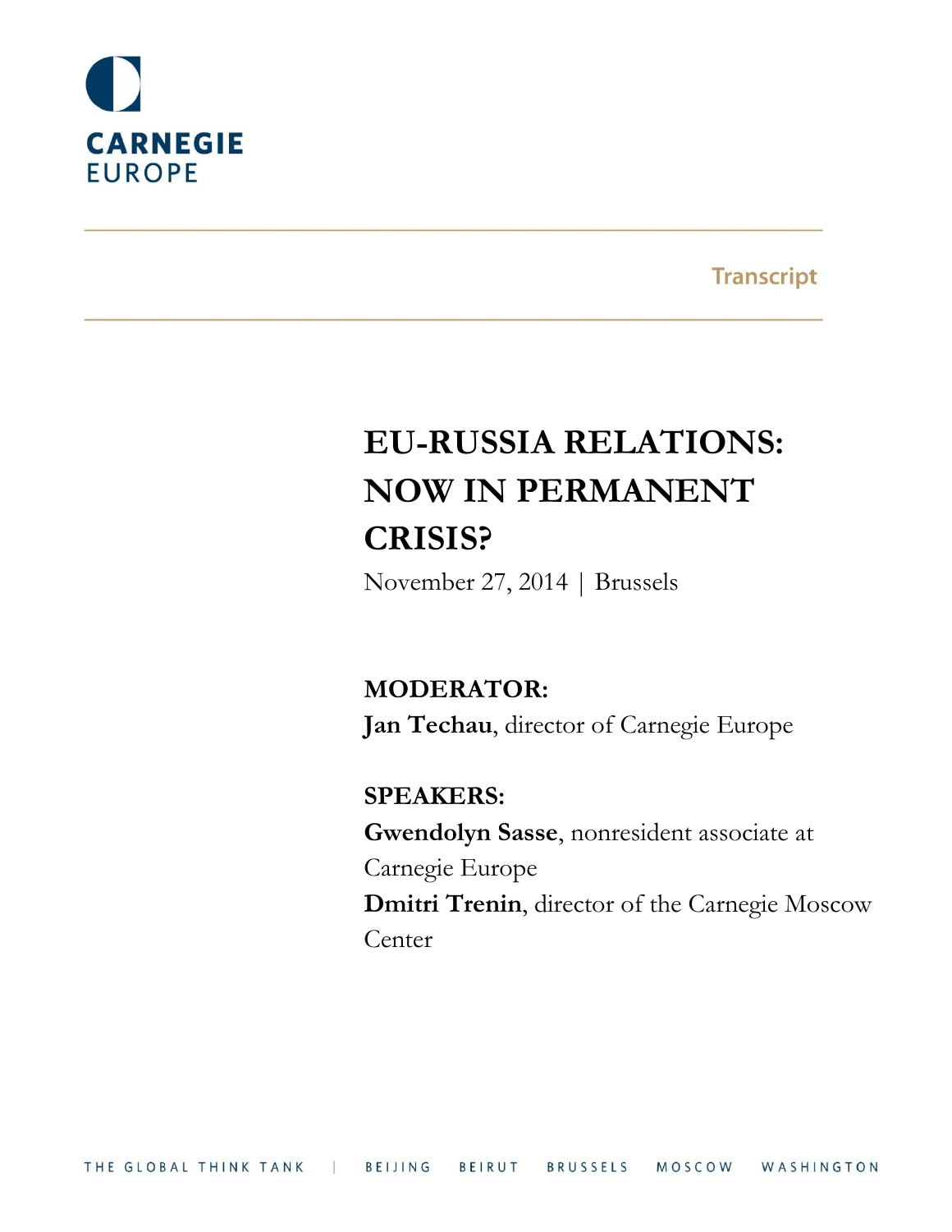CARNEGIE
EUROPE

Transcript

# EU-RUSSIA RELATIONS: NOW IN PERMANENT CRISIS?

November 27, 2014 | Brussels

**MODERATOR:**

**Jan Techau**, director of Carnegie Europe

**SPEAKERS:**

**Gwendolyn Sasse**, nonresident associate at Carnegie Europe

**Dmitri Trenin**, director of the Carnegie Moscow Center

THE GLOBAL THINK TANK | BEIJING BEIRUT BRUSSELS MOSCOW WASHINGTON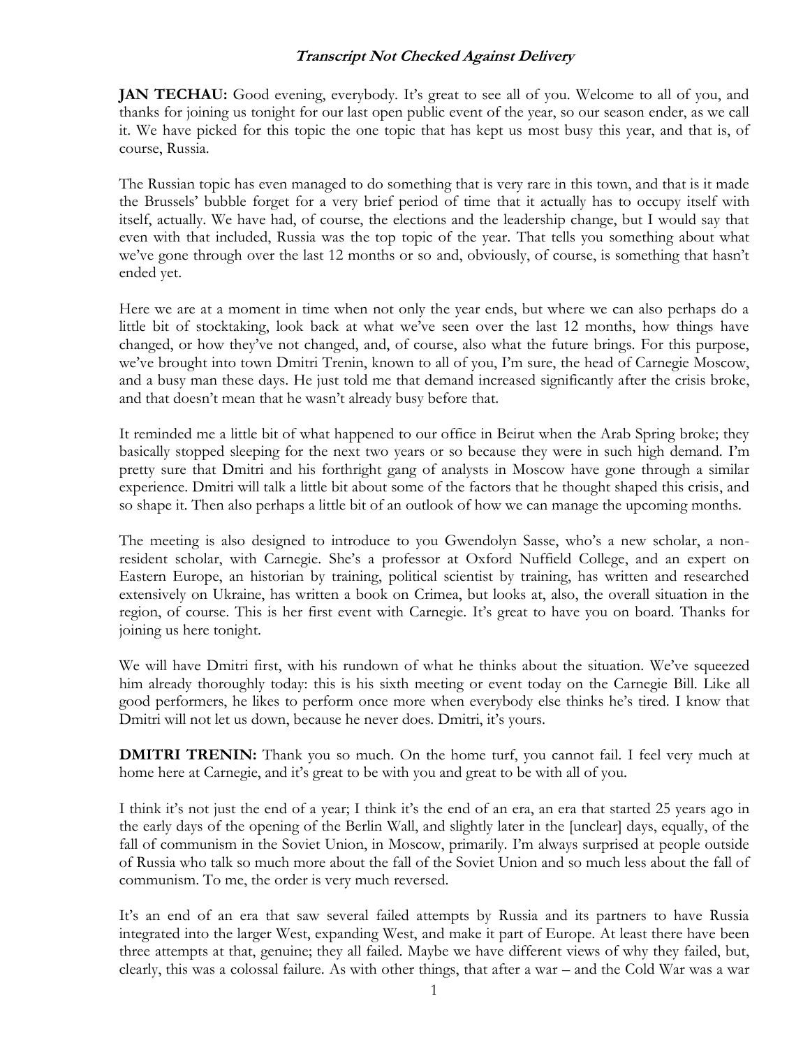**Transcript Not Checked Against Delivery**

**JAN TECHAU:** Good evening, everybody. It's great to see all of you. Welcome to all of you, and thanks for joining us tonight for our last open public event of the year, so our season ender, as we call it. We have picked for this topic the one topic that has kept us most busy this year, and that is, of course, Russia.

The Russian topic has even managed to do something that is very rare in this town, and that is it made the Brussels' bubble forget for a very brief period of time that it actually has to occupy itself with itself, actually. We have had, of course, the elections and the leadership change, but I would say that even with that included, Russia was the top topic of the year. That tells you something about what we've gone through over the last 12 months or so and, obviously, of course, is something that hasn't ended yet.

Here we are at a moment in time when not only the year ends, but where we can also perhaps do a little bit of stocktaking, look back at what we've seen over the last 12 months, how things have changed, or how they've not changed, and, of course, also what the future brings. For this purpose, we've brought into town Dmitri Trenin, known to all of you, I'm sure, the head of Carnegie Moscow, and a busy man these days. He just told me that demand increased significantly after the crisis broke, and that doesn't mean that he wasn't already busy before that.

It reminded me a little bit of what happened to our office in Beirut when the Arab Spring broke; they basically stopped sleeping for the next two years or so because they were in such high demand. I'm pretty sure that Dmitri and his forthright gang of analysts in Moscow have gone through a similar experience. Dmitri will talk a little bit about some of the factors that he thought shaped this crisis, and so shape it. Then also perhaps a little bit of an outlook of how we can manage the upcoming months.

The meeting is also designed to introduce to you Gwendolyn Sasse, who's a new scholar, a non-resident scholar, with Carnegie. She's a professor at Oxford Nuffield College, and an expert on Eastern Europe, an historian by training, political scientist by training, has written and researched extensively on Ukraine, has written a book on Crimea, but looks at, also, the overall situation in the region, of course. This is her first event with Carnegie. It's great to have you on board. Thanks for joining us here tonight.

We will have Dmitri first, with his rundown of what he thinks about the situation. We've squeezed him already thoroughly today: this is his sixth meeting or event today on the Carnegie Bill. Like all good performers, he likes to perform once more when everybody else thinks he's tired. I know that Dmitri will not let us down, because he never does. Dmitri, it's yours.

**DMITRI TRENIN:** Thank you so much. On the home turf, you cannot fail. I feel very much at home here at Carnegie, and it's great to be with you and great to be with all of you.

I think it's not just the end of a year; I think it's the end of an era, an era that started 25 years ago in the early days of the opening of the Berlin Wall, and slightly later in the [unclear] days, equally, of the fall of communism in the Soviet Union, in Moscow, primarily. I'm always surprised at people outside of Russia who talk so much more about the fall of the Soviet Union and so much less about the fall of communism. To me, the order is very much reversed.

It's an end of an era that saw several failed attempts by Russia and its partners to have Russia integrated into the larger West, expanding West, and make it part of Europe. At least there have been three attempts at that, genuine; they all failed. Maybe we have different views of why they failed, but, clearly, this was a colossal failure. As with other things, that after a war – and the Cold War was a war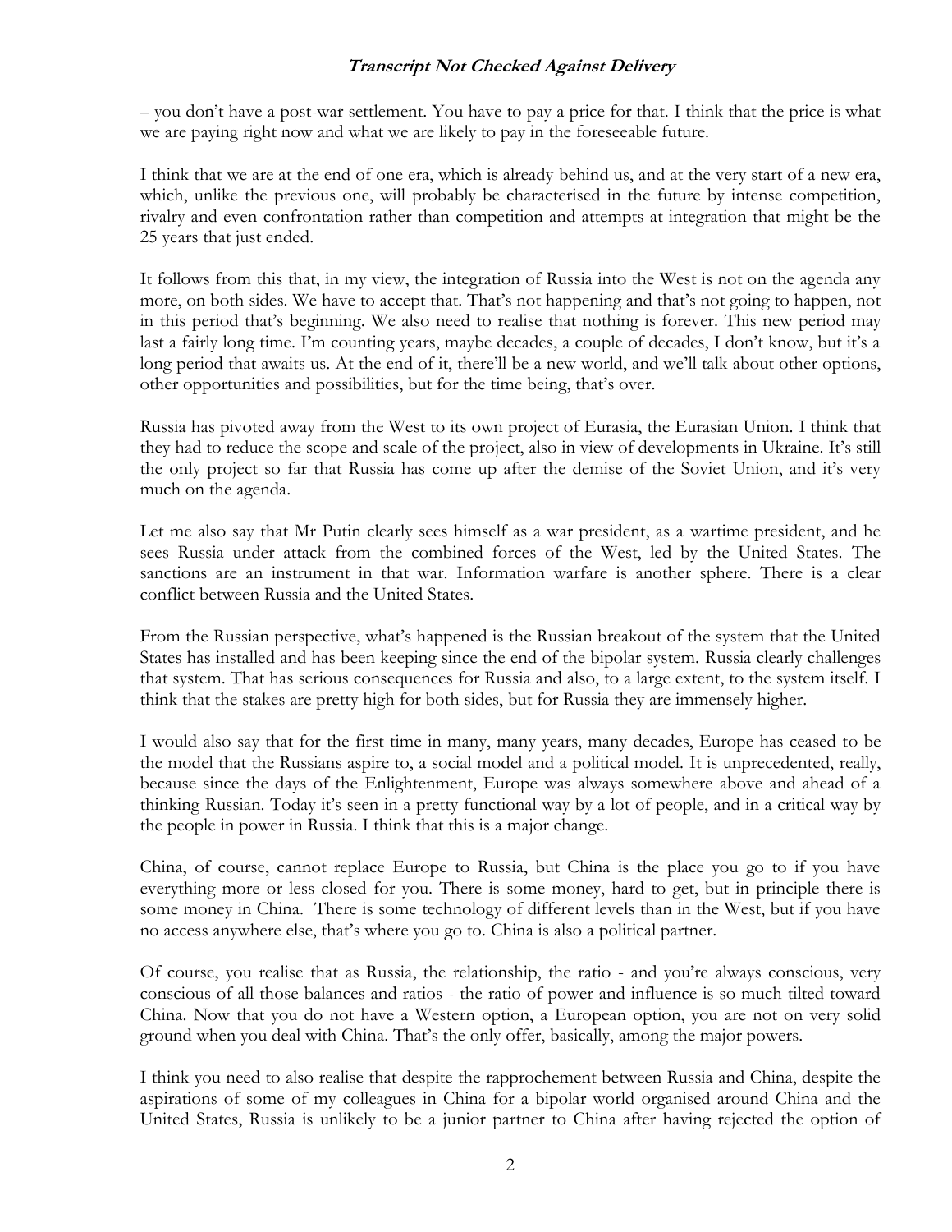– you don't have a post-war settlement. You have to pay a price for that. I think that the price is what we are paying right now and what we are likely to pay in the foreseeable future.

I think that we are at the end of one era, which is already behind us, and at the very start of a new era, which, unlike the previous one, will probably be characterised in the future by intense competition, rivalry and even confrontation rather than competition and attempts at integration that might be the 25 years that just ended.

It follows from this that, in my view, the integration of Russia into the West is not on the agenda any more, on both sides. We have to accept that. That's not happening and that's not going to happen, not in this period that's beginning. We also need to realise that nothing is forever. This new period may last a fairly long time. I'm counting years, maybe decades, a couple of decades, I don't know, but it's a long period that awaits us. At the end of it, there'll be a new world, and we'll talk about other options, other opportunities and possibilities, but for the time being, that's over.

Russia has pivoted away from the West to its own project of Eurasia, the Eurasian Union. I think that they had to reduce the scope and scale of the project, also in view of developments in Ukraine. It's still the only project so far that Russia has come up after the demise of the Soviet Union, and it's very much on the agenda.

Let me also say that Mr Putin clearly sees himself as a war president, as a wartime president, and he sees Russia under attack from the combined forces of the West, led by the United States. The sanctions are an instrument in that war. Information warfare is another sphere. There is a clear conflict between Russia and the United States.

From the Russian perspective, what's happened is the Russian breakout of the system that the United States has installed and has been keeping since the end of the bipolar system. Russia clearly challenges that system. That has serious consequences for Russia and also, to a large extent, to the system itself. I think that the stakes are pretty high for both sides, but for Russia they are immensely higher.

I would also say that for the first time in many, many years, many decades, Europe has ceased to be the model that the Russians aspire to, a social model and a political model. It is unprecedented, really, because since the days of the Enlightenment, Europe was always somewhere above and ahead of a thinking Russian. Today it's seen in a pretty functional way by a lot of people, and in a critical way by the people in power in Russia. I think that this is a major change.

China, of course, cannot replace Europe to Russia, but China is the place you go to if you have everything more or less closed for you. There is some money, hard to get, but in principle there is some money in China. There is some technology of different levels than in the West, but if you have no access anywhere else, that's where you go to. China is also a political partner.

Of course, you realise that as Russia, the relationship, the ratio - and you're always conscious, very conscious of all those balances and ratios - the ratio of power and influence is so much tilted toward China. Now that you do not have a Western option, a European option, you are not on very solid ground when you deal with China. That's the only offer, basically, among the major powers.

I think you need to also realise that despite the rapprochement between Russia and China, despite the aspirations of some of my colleagues in China for a bipolar world organised around China and the United States, Russia is unlikely to be a junior partner to China after having rejected the option of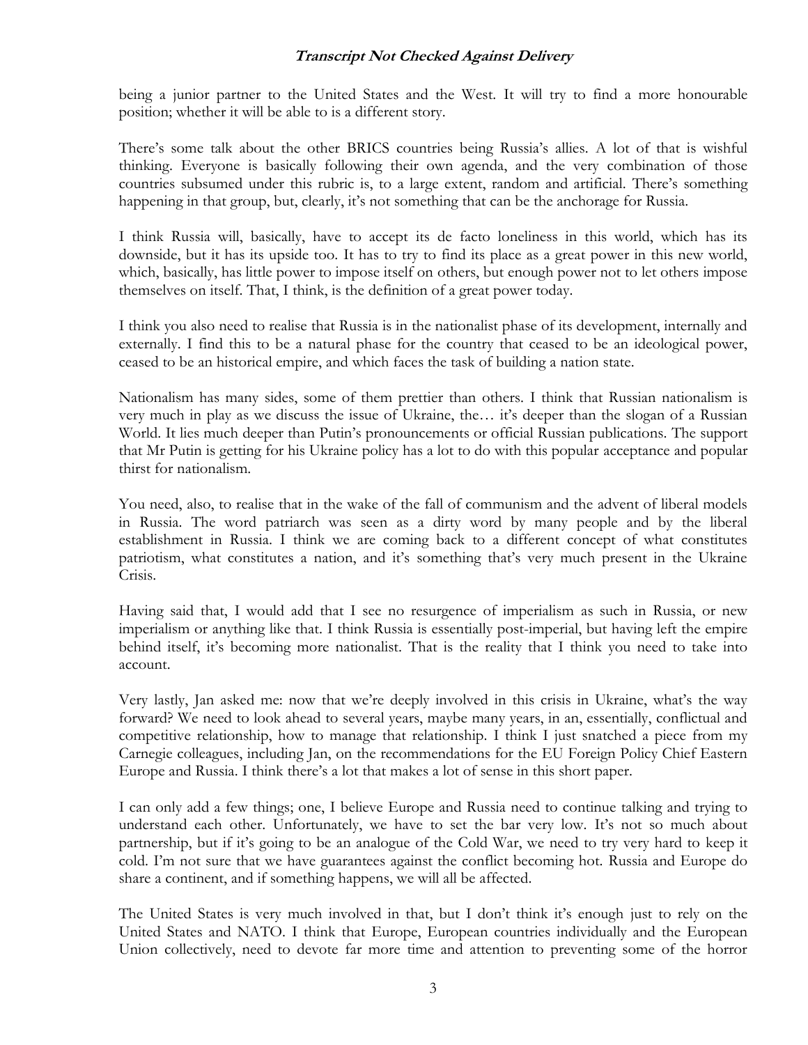being a junior partner to the United States and the West. It will try to find a more honourable position; whether it will be able to is a different story.

There's some talk about the other BRICS countries being Russia's allies. A lot of that is wishful thinking. Everyone is basically following their own agenda, and the very combination of those countries subsumed under this rubric is, to a large extent, random and artificial. There's something happening in that group, but, clearly, it's not something that can be the anchorage for Russia.

I think Russia will, basically, have to accept its de facto loneliness in this world, which has its downside, but it has its upside too. It has to try to find its place as a great power in this new world, which, basically, has little power to impose itself on others, but enough power not to let others impose themselves on itself. That, I think, is the definition of a great power today.

I think you also need to realise that Russia is in the nationalist phase of its development, internally and externally. I find this to be a natural phase for the country that ceased to be an ideological power, ceased to be an historical empire, and which faces the task of building a nation state.

Nationalism has many sides, some of them prettier than others. I think that Russian nationalism is very much in play as we discuss the issue of Ukraine, the… it's deeper than the slogan of a Russian World. It lies much deeper than Putin's pronouncements or official Russian publications. The support that Mr Putin is getting for his Ukraine policy has a lot to do with this popular acceptance and popular thirst for nationalism.

You need, also, to realise that in the wake of the fall of communism and the advent of liberal models in Russia. The word patriarch was seen as a dirty word by many people and by the liberal establishment in Russia. I think we are coming back to a different concept of what constitutes patriotism, what constitutes a nation, and it's something that's very much present in the Ukraine Crisis.

Having said that, I would add that I see no resurgence of imperialism as such in Russia, or new imperialism or anything like that. I think Russia is essentially post-imperial, but having left the empire behind itself, it's becoming more nationalist. That is the reality that I think you need to take into account.

Very lastly, Jan asked me: now that we're deeply involved in this crisis in Ukraine, what's the way forward? We need to look ahead to several years, maybe many years, in an, essentially, conflictual and competitive relationship, how to manage that relationship. I think I just snatched a piece from my Carnegie colleagues, including Jan, on the recommendations for the EU Foreign Policy Chief Eastern Europe and Russia. I think there's a lot that makes a lot of sense in this short paper.

I can only add a few things; one, I believe Europe and Russia need to continue talking and trying to understand each other. Unfortunately, we have to set the bar very low. It's not so much about partnership, but if it's going to be an analogue of the Cold War, we need to try very hard to keep it cold. I'm not sure that we have guarantees against the conflict becoming hot. Russia and Europe do share a continent, and if something happens, we will all be affected.

The United States is very much involved in that, but I don't think it's enough just to rely on the United States and NATO. I think that Europe, European countries individually and the European Union collectively, need to devote far more time and attention to preventing some of the horror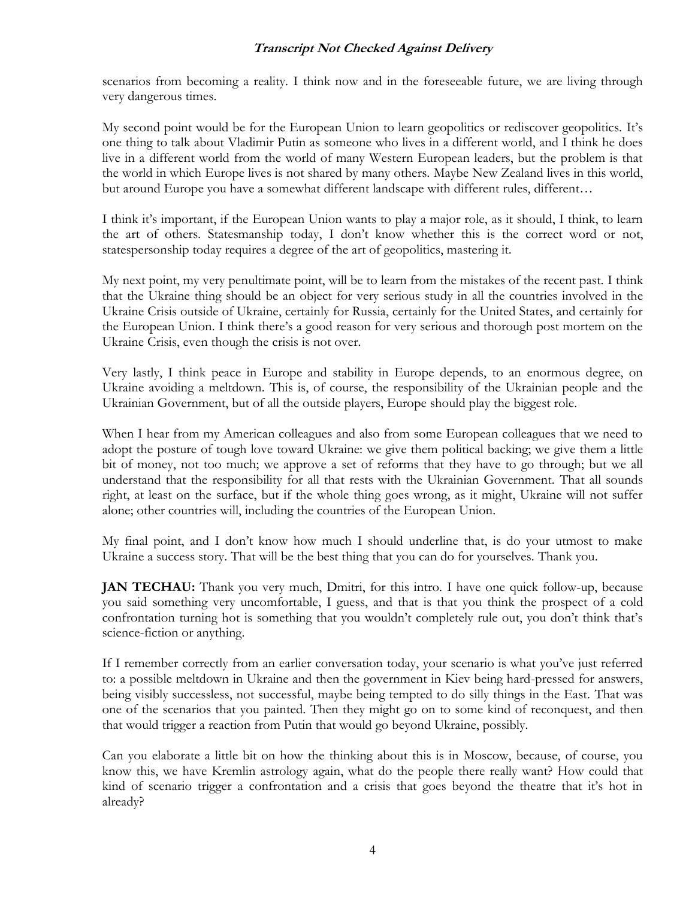scenarios from becoming a reality. I think now and in the foreseeable future, we are living through very dangerous times.

My second point would be for the European Union to learn geopolitics or rediscover geopolitics. It's one thing to talk about Vladimir Putin as someone who lives in a different world, and I think he does live in a different world from the world of many Western European leaders, but the problem is that the world in which Europe lives is not shared by many others. Maybe New Zealand lives in this world, but around Europe you have a somewhat different landscape with different rules, different…

I think it's important, if the European Union wants to play a major role, as it should, I think, to learn the art of others. Statesmanship today, I don't know whether this is the correct word or not, statespersonship today requires a degree of the art of geopolitics, mastering it.

My next point, my very penultimate point, will be to learn from the mistakes of the recent past. I think that the Ukraine thing should be an object for very serious study in all the countries involved in the Ukraine Crisis outside of Ukraine, certainly for Russia, certainly for the United States, and certainly for the European Union. I think there's a good reason for very serious and thorough post mortem on the Ukraine Crisis, even though the crisis is not over.

Very lastly, I think peace in Europe and stability in Europe depends, to an enormous degree, on Ukraine avoiding a meltdown. This is, of course, the responsibility of the Ukrainian people and the Ukrainian Government, but of all the outside players, Europe should play the biggest role.

When I hear from my American colleagues and also from some European colleagues that we need to adopt the posture of tough love toward Ukraine: we give them political backing; we give them a little bit of money, not too much; we approve a set of reforms that they have to go through; but we all understand that the responsibility for all that rests with the Ukrainian Government. That all sounds right, at least on the surface, but if the whole thing goes wrong, as it might, Ukraine will not suffer alone; other countries will, including the countries of the European Union.

My final point, and I don't know how much I should underline that, is do your utmost to make Ukraine a success story. That will be the best thing that you can do for yourselves. Thank you.

**JAN TECHAU:** Thank you very much, Dmitri, for this intro. I have one quick follow-up, because you said something very uncomfortable, I guess, and that is that you think the prospect of a cold confrontation turning hot is something that you wouldn't completely rule out, you don't think that's science-fiction or anything.

If I remember correctly from an earlier conversation today, your scenario is what you've just referred to: a possible meltdown in Ukraine and then the government in Kiev being hard-pressed for answers, being visibly successless, not successful, maybe being tempted to do silly things in the East. That was one of the scenarios that you painted. Then they might go on to some kind of reconquest, and then that would trigger a reaction from Putin that would go beyond Ukraine, possibly.

Can you elaborate a little bit on how the thinking about this is in Moscow, because, of course, you know this, we have Kremlin astrology again, what do the people there really want? How could that kind of scenario trigger a confrontation and a crisis that goes beyond the theatre that it's hot in already?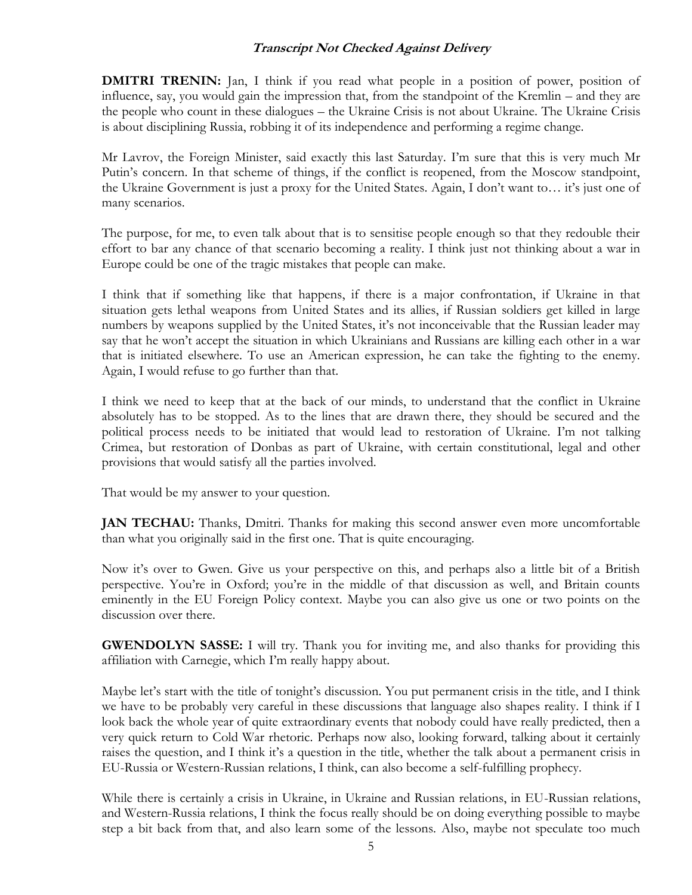**DMITRI TRENIN:** Jan, I think if you read what people in a position of power, position of influence, say, you would gain the impression that, from the standpoint of the Kremlin – and they are the people who count in these dialogues – the Ukraine Crisis is not about Ukraine. The Ukraine Crisis is about disciplining Russia, robbing it of its independence and performing a regime change.

Mr Lavrov, the Foreign Minister, said exactly this last Saturday. I'm sure that this is very much Mr Putin's concern. In that scheme of things, if the conflict is reopened, from the Moscow standpoint, the Ukraine Government is just a proxy for the United States. Again, I don't want to… it's just one of many scenarios.

The purpose, for me, to even talk about that is to sensitise people enough so that they redouble their effort to bar any chance of that scenario becoming a reality. I think just not thinking about a war in Europe could be one of the tragic mistakes that people can make.

I think that if something like that happens, if there is a major confrontation, if Ukraine in that situation gets lethal weapons from United States and its allies, if Russian soldiers get killed in large numbers by weapons supplied by the United States, it's not inconceivable that the Russian leader may say that he won't accept the situation in which Ukrainians and Russians are killing each other in a war that is initiated elsewhere. To use an American expression, he can take the fighting to the enemy. Again, I would refuse to go further than that.

I think we need to keep that at the back of our minds, to understand that the conflict in Ukraine absolutely has to be stopped. As to the lines that are drawn there, they should be secured and the political process needs to be initiated that would lead to restoration of Ukraine. I'm not talking Crimea, but restoration of Donbas as part of Ukraine, with certain constitutional, legal and other provisions that would satisfy all the parties involved.

That would be my answer to your question.

**JAN TECHAU:** Thanks, Dmitri. Thanks for making this second answer even more uncomfortable than what you originally said in the first one. That is quite encouraging.

Now it's over to Gwen. Give us your perspective on this, and perhaps also a little bit of a British perspective. You're in Oxford; you're in the middle of that discussion as well, and Britain counts eminently in the EU Foreign Policy context. Maybe you can also give us one or two points on the discussion over there.

**GWENDOLYN SASSE:** I will try. Thank you for inviting me, and also thanks for providing this affiliation with Carnegie, which I'm really happy about.

Maybe let's start with the title of tonight's discussion. You put permanent crisis in the title, and I think we have to be probably very careful in these discussions that language also shapes reality. I think if I look back the whole year of quite extraordinary events that nobody could have really predicted, then a very quick return to Cold War rhetoric. Perhaps now also, looking forward, talking about it certainly raises the question, and I think it's a question in the title, whether the talk about a permanent crisis in EU-Russia or Western-Russian relations, I think, can also become a self-fulfilling prophecy.

While there is certainly a crisis in Ukraine, in Ukraine and Russian relations, in EU-Russian relations, and Western-Russia relations, I think the focus really should be on doing everything possible to maybe step a bit back from that, and also learn some of the lessons. Also, maybe not speculate too much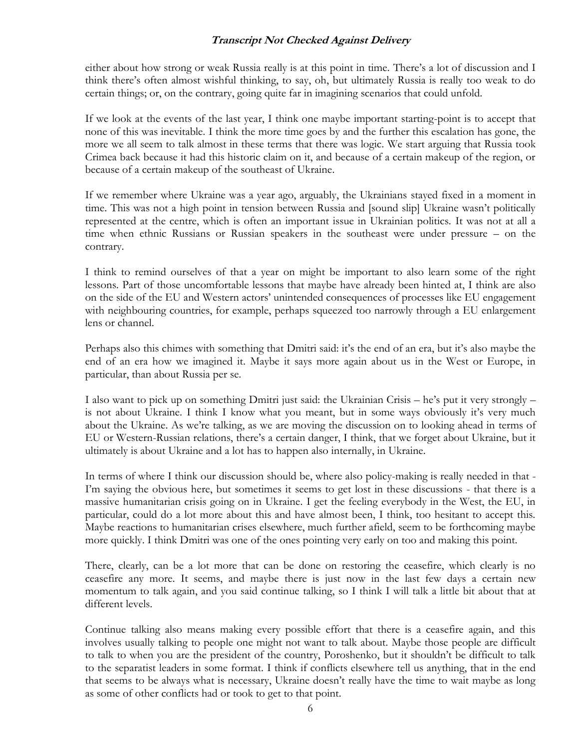either about how strong or weak Russia really is at this point in time. There's a lot of discussion and I think there's often almost wishful thinking, to say, oh, but ultimately Russia is really too weak to do certain things; or, on the contrary, going quite far in imagining scenarios that could unfold.

If we look at the events of the last year, I think one maybe important starting-point is to accept that none of this was inevitable. I think the more time goes by and the further this escalation has gone, the more we all seem to talk almost in these terms that there was logic. We start arguing that Russia took Crimea back because it had this historic claim on it, and because of a certain makeup of the region, or because of a certain makeup of the southeast of Ukraine.

If we remember where Ukraine was a year ago, arguably, the Ukrainians stayed fixed in a moment in time. This was not a high point in tension between Russia and [sound slip] Ukraine wasn't politically represented at the centre, which is often an important issue in Ukrainian politics. It was not at all a time when ethnic Russians or Russian speakers in the southeast were under pressure – on the contrary.

I think to remind ourselves of that a year on might be important to also learn some of the right lessons. Part of those uncomfortable lessons that maybe have already been hinted at, I think are also on the side of the EU and Western actors' unintended consequences of processes like EU engagement with neighbouring countries, for example, perhaps squeezed too narrowly through a EU enlargement lens or channel.

Perhaps also this chimes with something that Dmitri said: it's the end of an era, but it's also maybe the end of an era how we imagined it. Maybe it says more again about us in the West or Europe, in particular, than about Russia per se.

I also want to pick up on something Dmitri just said: the Ukrainian Crisis – he's put it very strongly – is not about Ukraine. I think I know what you meant, but in some ways obviously it's very much about the Ukraine. As we're talking, as we are moving the discussion on to looking ahead in terms of EU or Western-Russian relations, there's a certain danger, I think, that we forget about Ukraine, but it ultimately is about Ukraine and a lot has to happen also internally, in Ukraine.

In terms of where I think our discussion should be, where also policy-making is really needed in that - I'm saying the obvious here, but sometimes it seems to get lost in these discussions - that there is a massive humanitarian crisis going on in Ukraine. I get the feeling everybody in the West, the EU, in particular, could do a lot more about this and have almost been, I think, too hesitant to accept this. Maybe reactions to humanitarian crises elsewhere, much further afield, seem to be forthcoming maybe more quickly. I think Dmitri was one of the ones pointing very early on too and making this point.

There, clearly, can be a lot more that can be done on restoring the ceasefire, which clearly is no ceasefire any more. It seems, and maybe there is just now in the last few days a certain new momentum to talk again, and you said continue talking, so I think I will talk a little bit about that at different levels.

Continue talking also means making every possible effort that there is a ceasefire again, and this involves usually talking to people one might not want to talk about. Maybe those people are difficult to talk to when you are the president of the country, Poroshenko, but it shouldn't be difficult to talk to the separatist leaders in some format. I think if conflicts elsewhere tell us anything, that in the end that seems to be always what is necessary, Ukraine doesn't really have the time to wait maybe as long as some of other conflicts had or took to get to that point.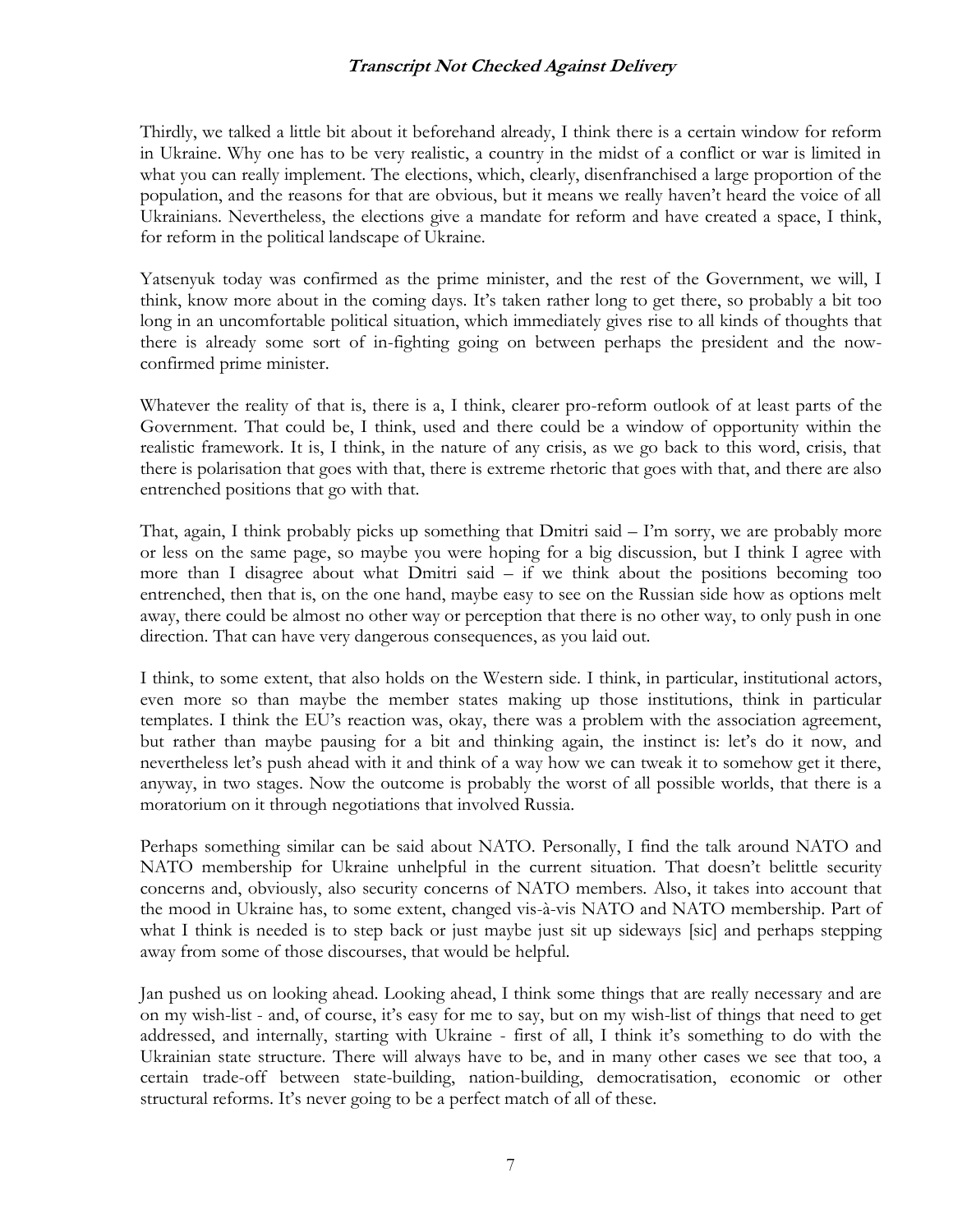Thirdly, we talked a little bit about it beforehand already, I think there is a certain window for reform in Ukraine. Why one has to be very realistic, a country in the midst of a conflict or war is limited in what you can really implement. The elections, which, clearly, disenfranchised a large proportion of the population, and the reasons for that are obvious, but it means we really haven't heard the voice of all Ukrainians. Nevertheless, the elections give a mandate for reform and have created a space, I think, for reform in the political landscape of Ukraine.

Yatsenyuk today was confirmed as the prime minister, and the rest of the Government, we will, I think, know more about in the coming days. It's taken rather long to get there, so probably a bit too long in an uncomfortable political situation, which immediately gives rise to all kinds of thoughts that there is already some sort of in-fighting going on between perhaps the president and the now-confirmed prime minister.

Whatever the reality of that is, there is a, I think, clearer pro-reform outlook of at least parts of the Government. That could be, I think, used and there could be a window of opportunity within the realistic framework. It is, I think, in the nature of any crisis, as we go back to this word, crisis, that there is polarisation that goes with that, there is extreme rhetoric that goes with that, and there are also entrenched positions that go with that.

That, again, I think probably picks up something that Dmitri said – I'm sorry, we are probably more or less on the same page, so maybe you were hoping for a big discussion, but I think I agree with more than I disagree about what Dmitri said – if we think about the positions becoming too entrenched, then that is, on the one hand, maybe easy to see on the Russian side how as options melt away, there could be almost no other way or perception that there is no other way, to only push in one direction. That can have very dangerous consequences, as you laid out.

I think, to some extent, that also holds on the Western side. I think, in particular, institutional actors, even more so than maybe the member states making up those institutions, think in particular templates. I think the EU's reaction was, okay, there was a problem with the association agreement, but rather than maybe pausing for a bit and thinking again, the instinct is: let's do it now, and nevertheless let's push ahead with it and think of a way how we can tweak it to somehow get it there, anyway, in two stages. Now the outcome is probably the worst of all possible worlds, that there is a moratorium on it through negotiations that involved Russia.

Perhaps something similar can be said about NATO. Personally, I find the talk around NATO and NATO membership for Ukraine unhelpful in the current situation. That doesn't belittle security concerns and, obviously, also security concerns of NATO members. Also, it takes into account that the mood in Ukraine has, to some extent, changed vis-à-vis NATO and NATO membership. Part of what I think is needed is to step back or just maybe just sit up sideways [sic] and perhaps stepping away from some of those discourses, that would be helpful.

Jan pushed us on looking ahead. Looking ahead, I think some things that are really necessary and are on my wish-list - and, of course, it's easy for me to say, but on my wish-list of things that need to get addressed, and internally, starting with Ukraine - first of all, I think it's something to do with the Ukrainian state structure. There will always have to be, and in many other cases we see that too, a certain trade-off between state-building, nation-building, democratisation, economic or other structural reforms. It's never going to be a perfect match of all of these.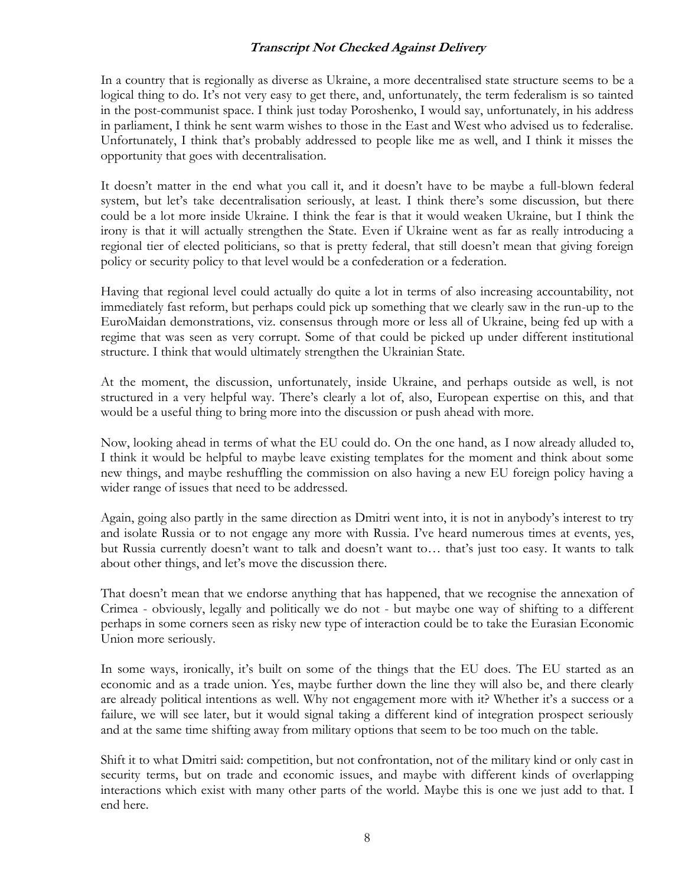In a country that is regionally as diverse as Ukraine, a more decentralised state structure seems to be a logical thing to do. It's not very easy to get there, and, unfortunately, the term federalism is so tainted in the post-communist space. I think just today Poroshenko, I would say, unfortunately, in his address in parliament, I think he sent warm wishes to those in the East and West who advised us to federalise. Unfortunately, I think that's probably addressed to people like me as well, and I think it misses the opportunity that goes with decentralisation.

It doesn't matter in the end what you call it, and it doesn't have to be maybe a full-blown federal system, but let's take decentralisation seriously, at least. I think there's some discussion, but there could be a lot more inside Ukraine. I think the fear is that it would weaken Ukraine, but I think the irony is that it will actually strengthen the State. Even if Ukraine went as far as really introducing a regional tier of elected politicians, so that is pretty federal, that still doesn't mean that giving foreign policy or security policy to that level would be a confederation or a federation.

Having that regional level could actually do quite a lot in terms of also increasing accountability, not immediately fast reform, but perhaps could pick up something that we clearly saw in the run-up to the EuroMaidan demonstrations, viz. consensus through more or less all of Ukraine, being fed up with a regime that was seen as very corrupt. Some of that could be picked up under different institutional structure. I think that would ultimately strengthen the Ukrainian State.

At the moment, the discussion, unfortunately, inside Ukraine, and perhaps outside as well, is not structured in a very helpful way. There's clearly a lot of, also, European expertise on this, and that would be a useful thing to bring more into the discussion or push ahead with more.

Now, looking ahead in terms of what the EU could do. On the one hand, as I now already alluded to, I think it would be helpful to maybe leave existing templates for the moment and think about some new things, and maybe reshuffling the commission on also having a new EU foreign policy having a wider range of issues that need to be addressed.

Again, going also partly in the same direction as Dmitri went into, it is not in anybody's interest to try and isolate Russia or to not engage any more with Russia. I've heard numerous times at events, yes, but Russia currently doesn't want to talk and doesn't want to… that's just too easy. It wants to talk about other things, and let's move the discussion there.

That doesn't mean that we endorse anything that has happened, that we recognise the annexation of Crimea - obviously, legally and politically we do not - but maybe one way of shifting to a different perhaps in some corners seen as risky new type of interaction could be to take the Eurasian Economic Union more seriously.

In some ways, ironically, it's built on some of the things that the EU does. The EU started as an economic and as a trade union. Yes, maybe further down the line they will also be, and there clearly are already political intentions as well. Why not engagement more with it? Whether it's a success or a failure, we will see later, but it would signal taking a different kind of integration prospect seriously and at the same time shifting away from military options that seem to be too much on the table.

Shift it to what Dmitri said: competition, but not confrontation, not of the military kind or only cast in security terms, but on trade and economic issues, and maybe with different kinds of overlapping interactions which exist with many other parts of the world. Maybe this is one we just add to that. I end here.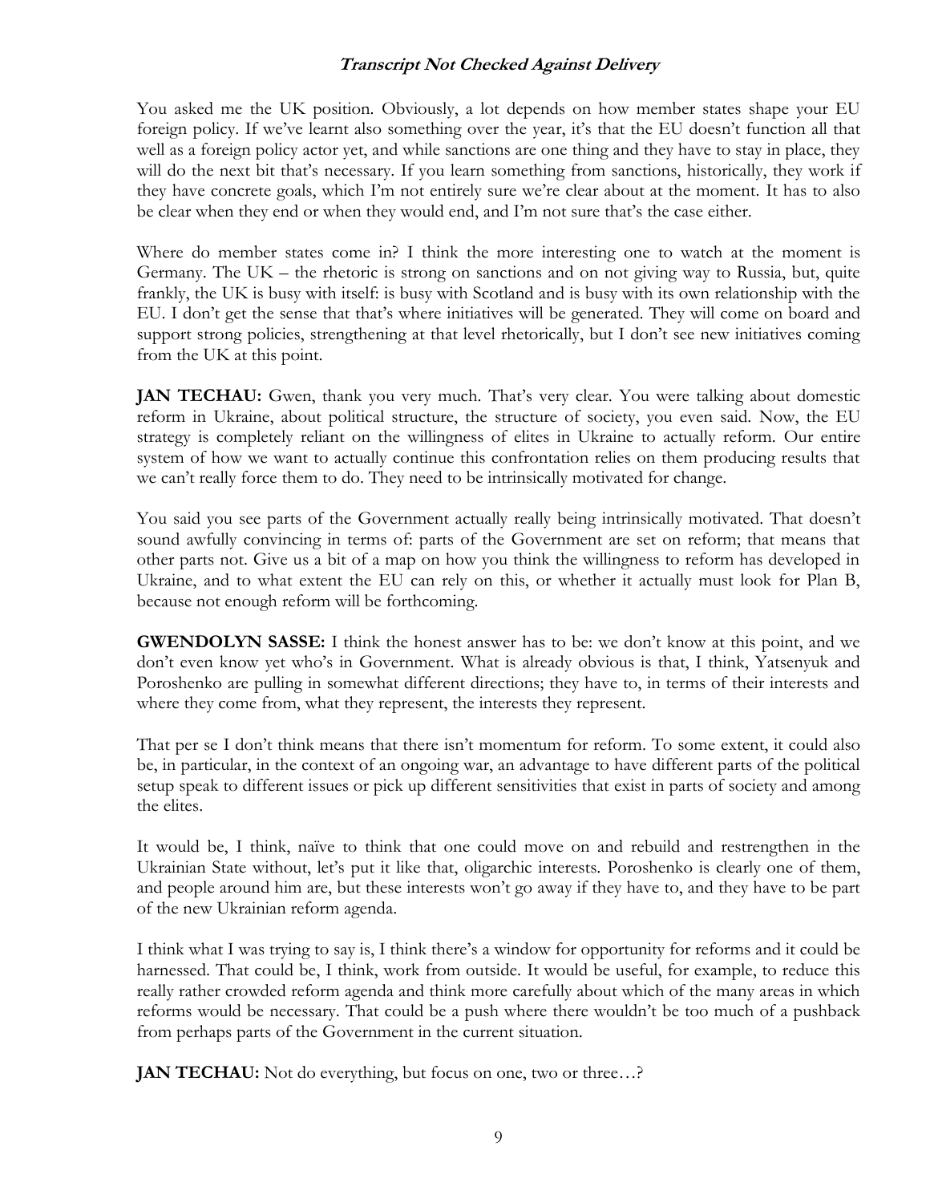You asked me the UK position. Obviously, a lot depends on how member states shape your EU foreign policy. If we've learnt also something over the year, it's that the EU doesn't function all that well as a foreign policy actor yet, and while sanctions are one thing and they have to stay in place, they will do the next bit that's necessary. If you learn something from sanctions, historically, they work if they have concrete goals, which I'm not entirely sure we're clear about at the moment. It has to also be clear when they end or when they would end, and I'm not sure that's the case either.

Where do member states come in? I think the more interesting one to watch at the moment is Germany. The UK – the rhetoric is strong on sanctions and on not giving way to Russia, but, quite frankly, the UK is busy with itself: is busy with Scotland and is busy with its own relationship with the EU. I don't get the sense that that's where initiatives will be generated. They will come on board and support strong policies, strengthening at that level rhetorically, but I don't see new initiatives coming from the UK at this point.

**JAN TECHAU:** Gwen, thank you very much. That's very clear. You were talking about domestic reform in Ukraine, about political structure, the structure of society, you even said. Now, the EU strategy is completely reliant on the willingness of elites in Ukraine to actually reform. Our entire system of how we want to actually continue this confrontation relies on them producing results that we can't really force them to do. They need to be intrinsically motivated for change.

You said you see parts of the Government actually really being intrinsically motivated. That doesn't sound awfully convincing in terms of: parts of the Government are set on reform; that means that other parts not. Give us a bit of a map on how you think the willingness to reform has developed in Ukraine, and to what extent the EU can rely on this, or whether it actually must look for Plan B, because not enough reform will be forthcoming.

**GWENDOLYN SASSE:** I think the honest answer has to be: we don't know at this point, and we don't even know yet who's in Government. What is already obvious is that, I think, Yatsenyuk and Poroshenko are pulling in somewhat different directions; they have to, in terms of their interests and where they come from, what they represent, the interests they represent.

That per se I don't think means that there isn't momentum for reform. To some extent, it could also be, in particular, in the context of an ongoing war, an advantage to have different parts of the political setup speak to different issues or pick up different sensitivities that exist in parts of society and among the elites.

It would be, I think, naïve to think that one could move on and rebuild and restrengthen in the Ukrainian State without, let's put it like that, oligarchic interests. Poroshenko is clearly one of them, and people around him are, but these interests won't go away if they have to, and they have to be part of the new Ukrainian reform agenda.

I think what I was trying to say is, I think there's a window for opportunity for reforms and it could be harnessed. That could be, I think, work from outside. It would be useful, for example, to reduce this really rather crowded reform agenda and think more carefully about which of the many areas in which reforms would be necessary. That could be a push where there wouldn't be too much of a pushback from perhaps parts of the Government in the current situation.

**JAN TECHAU:** Not do everything, but focus on one, two or three…?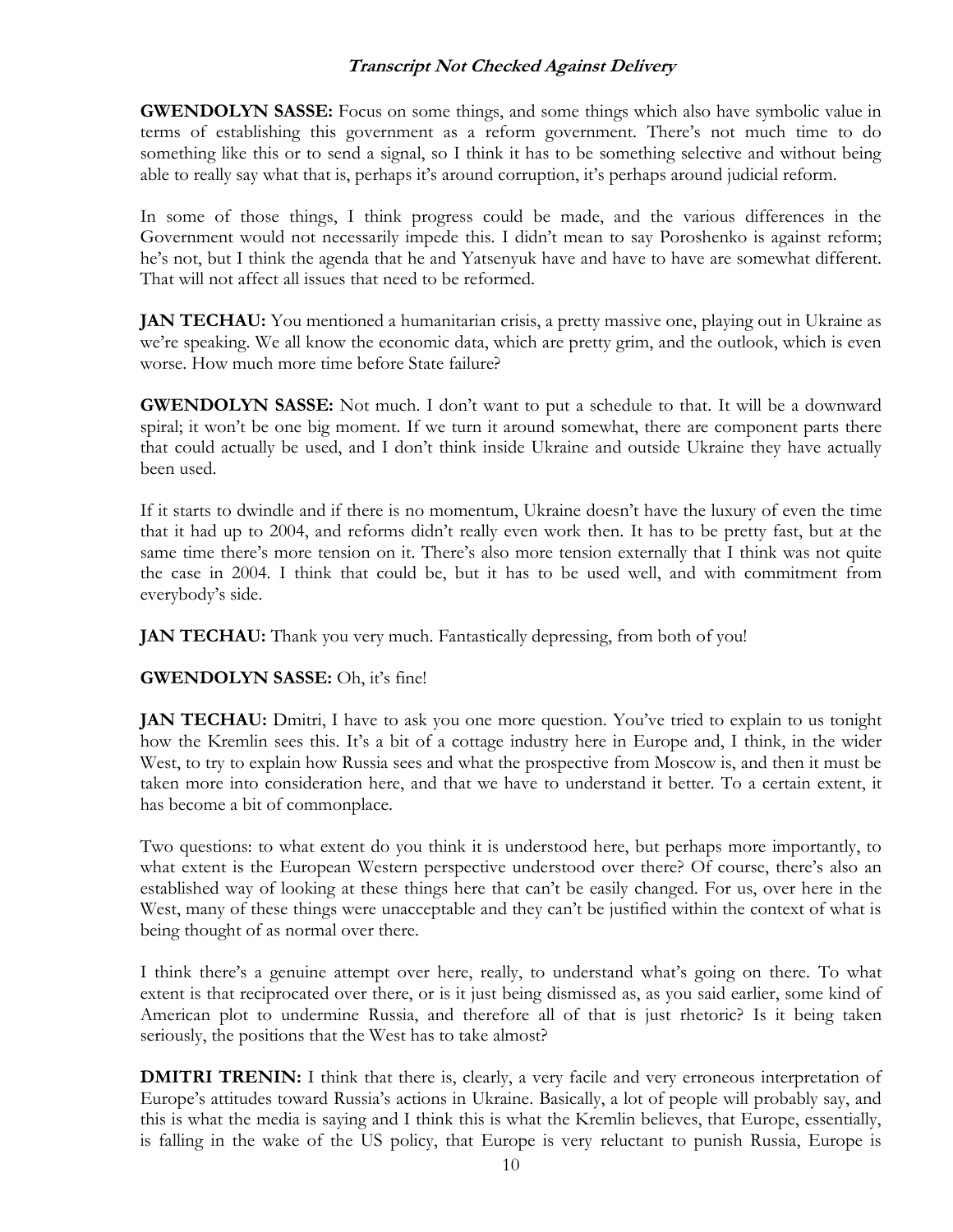**GWENDOLYN SASSE:** Focus on some things, and some things which also have symbolic value in terms of establishing this government as a reform government. There's not much time to do something like this or to send a signal, so I think it has to be something selective and without being able to really say what that is, perhaps it's around corruption, it's perhaps around judicial reform.

In some of those things, I think progress could be made, and the various differences in the Government would not necessarily impede this. I didn't mean to say Poroshenko is against reform; he's not, but I think the agenda that he and Yatsenyuk have and have to have are somewhat different. That will not affect all issues that need to be reformed.

**JAN TECHAU:** You mentioned a humanitarian crisis, a pretty massive one, playing out in Ukraine as we're speaking. We all know the economic data, which are pretty grim, and the outlook, which is even worse. How much more time before State failure?

**GWENDOLYN SASSE:** Not much. I don't want to put a schedule to that. It will be a downward spiral; it won't be one big moment. If we turn it around somewhat, there are component parts there that could actually be used, and I don't think inside Ukraine and outside Ukraine they have actually been used.

If it starts to dwindle and if there is no momentum, Ukraine doesn't have the luxury of even the time that it had up to 2004, and reforms didn't really even work then. It has to be pretty fast, but at the same time there's more tension on it. There's also more tension externally that I think was not quite the case in 2004. I think that could be, but it has to be used well, and with commitment from everybody's side.

**JAN TECHAU:** Thank you very much. Fantastically depressing, from both of you!

**GWENDOLYN SASSE:** Oh, it's fine!

**JAN TECHAU:** Dmitri, I have to ask you one more question. You've tried to explain to us tonight how the Kremlin sees this. It's a bit of a cottage industry here in Europe and, I think, in the wider West, to try to explain how Russia sees and what the prospective from Moscow is, and then it must be taken more into consideration here, and that we have to understand it better. To a certain extent, it has become a bit of commonplace.

Two questions: to what extent do you think it is understood here, but perhaps more importantly, to what extent is the European Western perspective understood over there? Of course, there's also an established way of looking at these things here that can't be easily changed. For us, over here in the West, many of these things were unacceptable and they can't be justified within the context of what is being thought of as normal over there.

I think there's a genuine attempt over here, really, to understand what's going on there. To what extent is that reciprocated over there, or is it just being dismissed as, as you said earlier, some kind of American plot to undermine Russia, and therefore all of that is just rhetoric? Is it being taken seriously, the positions that the West has to take almost?

**DMITRI TRENIN:** I think that there is, clearly, a very facile and very erroneous interpretation of Europe's attitudes toward Russia's actions in Ukraine. Basically, a lot of people will probably say, and this is what the media is saying and I think this is what the Kremlin believes, that Europe, essentially, is falling in the wake of the US policy, that Europe is very reluctant to punish Russia, Europe is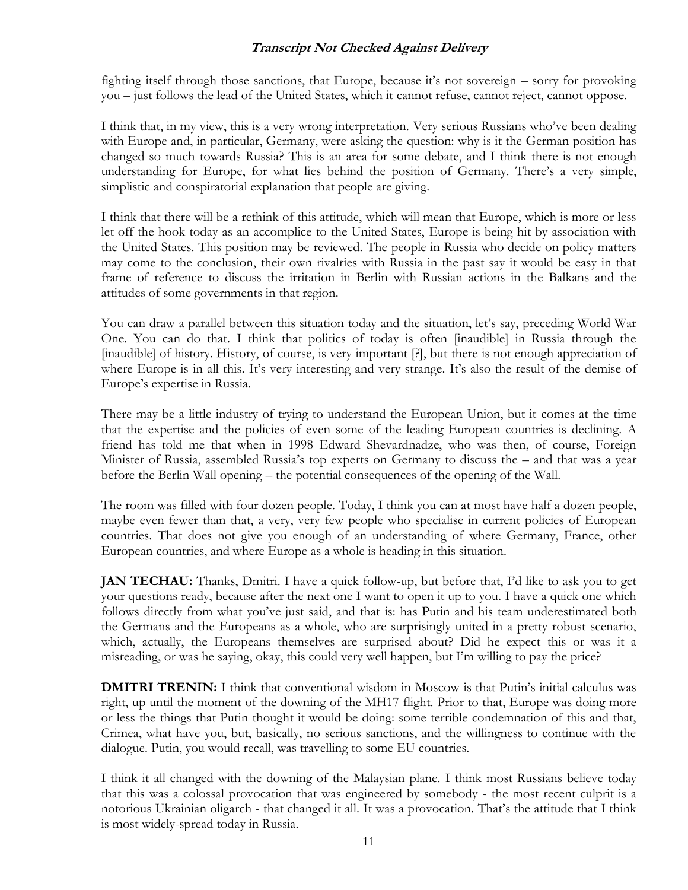fighting itself through those sanctions, that Europe, because it's not sovereign – sorry for provoking you – just follows the lead of the United States, which it cannot refuse, cannot reject, cannot oppose.

I think that, in my view, this is a very wrong interpretation. Very serious Russians who've been dealing with Europe and, in particular, Germany, were asking the question: why is it the German position has changed so much towards Russia? This is an area for some debate, and I think there is not enough understanding for Europe, for what lies behind the position of Germany. There's a very simple, simplistic and conspiratorial explanation that people are giving.

I think that there will be a rethink of this attitude, which will mean that Europe, which is more or less let off the hook today as an accomplice to the United States, Europe is being hit by association with the United States. This position may be reviewed. The people in Russia who decide on policy matters may come to the conclusion, their own rivalries with Russia in the past say it would be easy in that frame of reference to discuss the irritation in Berlin with Russian actions in the Balkans and the attitudes of some governments in that region.

You can draw a parallel between this situation today and the situation, let's say, preceding World War One. You can do that. I think that politics of today is often [inaudible] in Russia through the [inaudible] of history. History, of course, is very important [?], but there is not enough appreciation of where Europe is in all this. It's very interesting and very strange. It's also the result of the demise of Europe's expertise in Russia.

There may be a little industry of trying to understand the European Union, but it comes at the time that the expertise and the policies of even some of the leading European countries is declining. A friend has told me that when in 1998 Edward Shevardnadze, who was then, of course, Foreign Minister of Russia, assembled Russia's top experts on Germany to discuss the – and that was a year before the Berlin Wall opening – the potential consequences of the opening of the Wall.

The room was filled with four dozen people. Today, I think you can at most have half a dozen people, maybe even fewer than that, a very, very few people who specialise in current policies of European countries. That does not give you enough of an understanding of where Germany, France, other European countries, and where Europe as a whole is heading in this situation.

**JAN TECHAU:** Thanks, Dmitri. I have a quick follow-up, but before that, I'd like to ask you to get your questions ready, because after the next one I want to open it up to you. I have a quick one which follows directly from what you've just said, and that is: has Putin and his team underestimated both the Germans and the Europeans as a whole, who are surprisingly united in a pretty robust scenario, which, actually, the Europeans themselves are surprised about? Did he expect this or was it a misreading, or was he saying, okay, this could very well happen, but I'm willing to pay the price?

**DMITRI TRENIN:** I think that conventional wisdom in Moscow is that Putin's initial calculus was right, up until the moment of the downing of the MH17 flight. Prior to that, Europe was doing more or less the things that Putin thought it would be doing: some terrible condemnation of this and that, Crimea, what have you, but, basically, no serious sanctions, and the willingness to continue with the dialogue. Putin, you would recall, was travelling to some EU countries.

I think it all changed with the downing of the Malaysian plane. I think most Russians believe today that this was a colossal provocation that was engineered by somebody - the most recent culprit is a notorious Ukrainian oligarch - that changed it all. It was a provocation. That's the attitude that I think is most widely-spread today in Russia.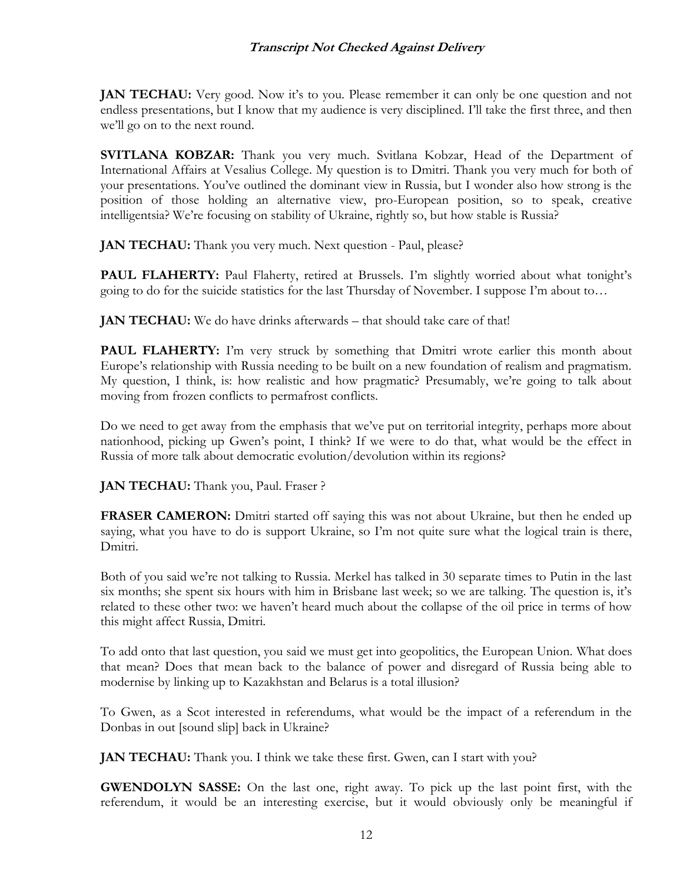**JAN TECHAU:** Very good. Now it's to you. Please remember it can only be one question and not endless presentations, but I know that my audience is very disciplined. I'll take the first three, and then we'll go on to the next round.

**SVITLANA KOBZAR:** Thank you very much. Svitlana Kobzar, Head of the Department of International Affairs at Vesalius College. My question is to Dmitri. Thank you very much for both of your presentations. You've outlined the dominant view in Russia, but I wonder also how strong is the position of those holding an alternative view, pro-European position, so to speak, creative intelligentsia? We're focusing on stability of Ukraine, rightly so, but how stable is Russia?

**JAN TECHAU:** Thank you very much. Next question - Paul, please?

**PAUL FLAHERTY:** Paul Flaherty, retired at Brussels. I'm slightly worried about what tonight's going to do for the suicide statistics for the last Thursday of November. I suppose I'm about to…

**JAN TECHAU:** We do have drinks afterwards – that should take care of that!

**PAUL FLAHERTY:** I'm very struck by something that Dmitri wrote earlier this month about Europe's relationship with Russia needing to be built on a new foundation of realism and pragmatism. My question, I think, is: how realistic and how pragmatic? Presumably, we're going to talk about moving from frozen conflicts to permafrost conflicts.

Do we need to get away from the emphasis that we've put on territorial integrity, perhaps more about nationhood, picking up Gwen's point, I think? If we were to do that, what would be the effect in Russia of more talk about democratic evolution/devolution within its regions?

**JAN TECHAU:** Thank you, Paul. Fraser ?

**FRASER CAMERON:** Dmitri started off saying this was not about Ukraine, but then he ended up saying, what you have to do is support Ukraine, so I'm not quite sure what the logical train is there, Dmitri.

Both of you said we're not talking to Russia. Merkel has talked in 30 separate times to Putin in the last six months; she spent six hours with him in Brisbane last week; so we are talking. The question is, it's related to these other two: we haven't heard much about the collapse of the oil price in terms of how this might affect Russia, Dmitri.

To add onto that last question, you said we must get into geopolitics, the European Union. What does that mean? Does that mean back to the balance of power and disregard of Russia being able to modernise by linking up to Kazakhstan and Belarus is a total illusion?

To Gwen, as a Scot interested in referendums, what would be the impact of a referendum in the Donbas in out [sound slip] back in Ukraine?

**JAN TECHAU:** Thank you. I think we take these first. Gwen, can I start with you?

**GWENDOLYN SASSE:** On the last one, right away. To pick up the last point first, with the referendum, it would be an interesting exercise, but it would obviously only be meaningful if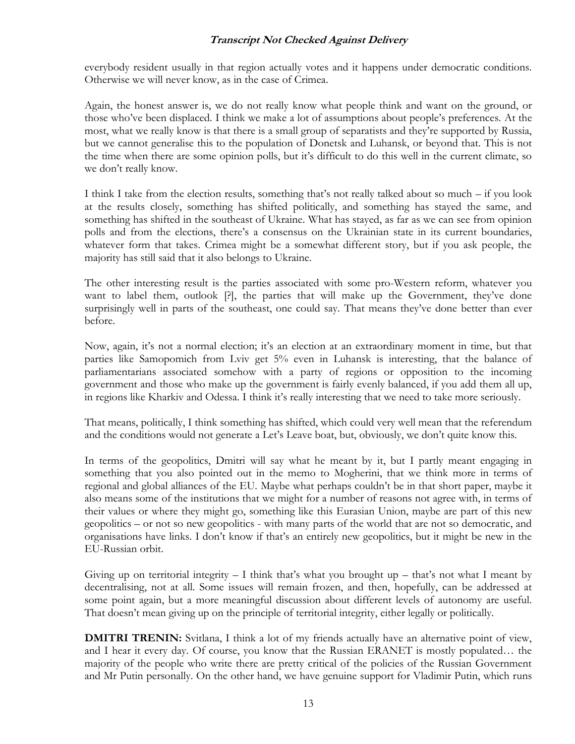everybody resident usually in that region actually votes and it happens under democratic conditions. Otherwise we will never know, as in the case of Crimea.

Again, the honest answer is, we do not really know what people think and want on the ground, or those who've been displaced. I think we make a lot of assumptions about people's preferences. At the most, what we really know is that there is a small group of separatists and they're supported by Russia, but we cannot generalise this to the population of Donetsk and Luhansk, or beyond that. This is not the time when there are some opinion polls, but it's difficult to do this well in the current climate, so we don't really know.

I think I take from the election results, something that's not really talked about so much – if you look at the results closely, something has shifted politically, and something has stayed the same, and something has shifted in the southeast of Ukraine. What has stayed, as far as we can see from opinion polls and from the elections, there's a consensus on the Ukrainian state in its current boundaries, whatever form that takes. Crimea might be a somewhat different story, but if you ask people, the majority has still said that it also belongs to Ukraine.

The other interesting result is the parties associated with some pro-Western reform, whatever you want to label them, outlook [?], the parties that will make up the Government, they've done surprisingly well in parts of the southeast, one could say. That means they've done better than ever before.

Now, again, it's not a normal election; it's an election at an extraordinary moment in time, but that parties like Samopomich from Lviv get 5% even in Luhansk is interesting, that the balance of parliamentarians associated somehow with a party of regions or opposition to the incoming government and those who make up the government is fairly evenly balanced, if you add them all up, in regions like Kharkiv and Odessa. I think it's really interesting that we need to take more seriously.

That means, politically, I think something has shifted, which could very well mean that the referendum and the conditions would not generate a Let's Leave boat, but, obviously, we don't quite know this.

In terms of the geopolitics, Dmitri will say what he meant by it, but I partly meant engaging in something that you also pointed out in the memo to Mogherini, that we think more in terms of regional and global alliances of the EU. Maybe what perhaps couldn't be in that short paper, maybe it also means some of the institutions that we might for a number of reasons not agree with, in terms of their values or where they might go, something like this Eurasian Union, maybe are part of this new geopolitics – or not so new geopolitics - with many parts of the world that are not so democratic, and organisations have links. I don't know if that's an entirely new geopolitics, but it might be new in the EU-Russian orbit.

Giving up on territorial integrity – I think that's what you brought up – that's not what I meant by decentralising, not at all. Some issues will remain frozen, and then, hopefully, can be addressed at some point again, but a more meaningful discussion about different levels of autonomy are useful. That doesn't mean giving up on the principle of territorial integrity, either legally or politically.

**DMITRI TRENIN:** Svitlana, I think a lot of my friends actually have an alternative point of view, and I hear it every day. Of course, you know that the Russian ERANET is mostly populated… the majority of the people who write there are pretty critical of the policies of the Russian Government and Mr Putin personally. On the other hand, we have genuine support for Vladimir Putin, which runs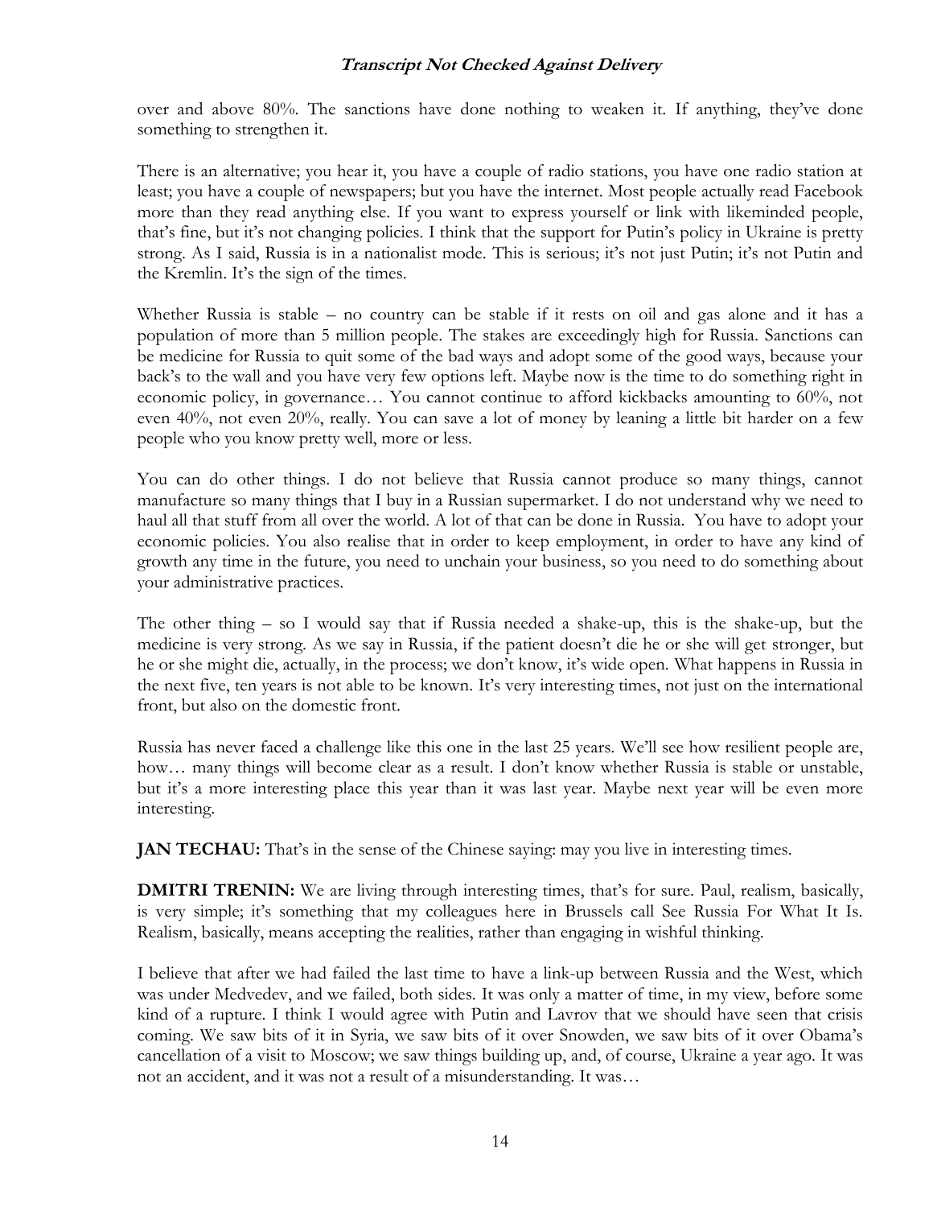over and above 80%. The sanctions have done nothing to weaken it. If anything, they've done something to strengthen it.

There is an alternative; you hear it, you have a couple of radio stations, you have one radio station at least; you have a couple of newspapers; but you have the internet. Most people actually read Facebook more than they read anything else. If you want to express yourself or link with likeminded people, that's fine, but it's not changing policies. I think that the support for Putin's policy in Ukraine is pretty strong. As I said, Russia is in a nationalist mode. This is serious; it's not just Putin; it's not Putin and the Kremlin. It's the sign of the times.

Whether Russia is stable – no country can be stable if it rests on oil and gas alone and it has a population of more than 5 million people. The stakes are exceedingly high for Russia. Sanctions can be medicine for Russia to quit some of the bad ways and adopt some of the good ways, because your back's to the wall and you have very few options left. Maybe now is the time to do something right in economic policy, in governance… You cannot continue to afford kickbacks amounting to 60%, not even 40%, not even 20%, really. You can save a lot of money by leaning a little bit harder on a few people who you know pretty well, more or less.

You can do other things. I do not believe that Russia cannot produce so many things, cannot manufacture so many things that I buy in a Russian supermarket. I do not understand why we need to haul all that stuff from all over the world. A lot of that can be done in Russia. You have to adopt your economic policies. You also realise that in order to keep employment, in order to have any kind of growth any time in the future, you need to unchain your business, so you need to do something about your administrative practices.

The other thing – so I would say that if Russia needed a shake-up, this is the shake-up, but the medicine is very strong. As we say in Russia, if the patient doesn't die he or she will get stronger, but he or she might die, actually, in the process; we don't know, it's wide open. What happens in Russia in the next five, ten years is not able to be known. It's very interesting times, not just on the international front, but also on the domestic front.

Russia has never faced a challenge like this one in the last 25 years. We'll see how resilient people are, how… many things will become clear as a result. I don't know whether Russia is stable or unstable, but it's a more interesting place this year than it was last year. Maybe next year will be even more interesting.

**JAN TECHAU:** That's in the sense of the Chinese saying: may you live in interesting times.

**DMITRI TRENIN:** We are living through interesting times, that's for sure. Paul, realism, basically, is very simple; it's something that my colleagues here in Brussels call See Russia For What It Is. Realism, basically, means accepting the realities, rather than engaging in wishful thinking.

I believe that after we had failed the last time to have a link-up between Russia and the West, which was under Medvedev, and we failed, both sides. It was only a matter of time, in my view, before some kind of a rupture. I think I would agree with Putin and Lavrov that we should have seen that crisis coming. We saw bits of it in Syria, we saw bits of it over Snowden, we saw bits of it over Obama's cancellation of a visit to Moscow; we saw things building up, and, of course, Ukraine a year ago. It was not an accident, and it was not a result of a misunderstanding. It was…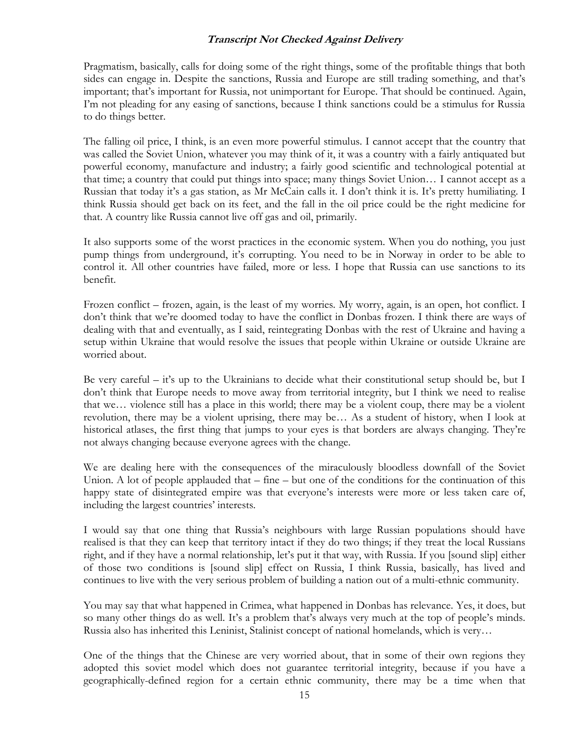Pragmatism, basically, calls for doing some of the right things, some of the profitable things that both sides can engage in. Despite the sanctions, Russia and Europe are still trading something, and that's important; that's important for Russia, not unimportant for Europe. That should be continued. Again, I'm not pleading for any easing of sanctions, because I think sanctions could be a stimulus for Russia to do things better.

The falling oil price, I think, is an even more powerful stimulus. I cannot accept that the country that was called the Soviet Union, whatever you may think of it, it was a country with a fairly antiquated but powerful economy, manufacture and industry; a fairly good scientific and technological potential at that time; a country that could put things into space; many things Soviet Union… I cannot accept as a Russian that today it's a gas station, as Mr McCain calls it. I don't think it is. It's pretty humiliating. I think Russia should get back on its feet, and the fall in the oil price could be the right medicine for that. A country like Russia cannot live off gas and oil, primarily.

It also supports some of the worst practices in the economic system. When you do nothing, you just pump things from underground, it's corrupting. You need to be in Norway in order to be able to control it. All other countries have failed, more or less. I hope that Russia can use sanctions to its benefit.

Frozen conflict – frozen, again, is the least of my worries. My worry, again, is an open, hot conflict. I don't think that we're doomed today to have the conflict in Donbas frozen. I think there are ways of dealing with that and eventually, as I said, reintegrating Donbas with the rest of Ukraine and having a setup within Ukraine that would resolve the issues that people within Ukraine or outside Ukraine are worried about.

Be very careful – it's up to the Ukrainians to decide what their constitutional setup should be, but I don't think that Europe needs to move away from territorial integrity, but I think we need to realise that we… violence still has a place in this world; there may be a violent coup, there may be a violent revolution, there may be a violent uprising, there may be… As a student of history, when I look at historical atlases, the first thing that jumps to your eyes is that borders are always changing. They're not always changing because everyone agrees with the change.

We are dealing here with the consequences of the miraculously bloodless downfall of the Soviet Union. A lot of people applauded that – fine – but one of the conditions for the continuation of this happy state of disintegrated empire was that everyone's interests were more or less taken care of, including the largest countries' interests.

I would say that one thing that Russia's neighbours with large Russian populations should have realised is that they can keep that territory intact if they do two things; if they treat the local Russians right, and if they have a normal relationship, let's put it that way, with Russia. If you [sound slip] either of those two conditions is [sound slip] effect on Russia, I think Russia, basically, has lived and continues to live with the very serious problem of building a nation out of a multi-ethnic community.

You may say that what happened in Crimea, what happened in Donbas has relevance. Yes, it does, but so many other things do as well. It's a problem that's always very much at the top of people's minds. Russia also has inherited this Leninist, Stalinist concept of national homelands, which is very…

One of the things that the Chinese are very worried about, that in some of their own regions they adopted this soviet model which does not guarantee territorial integrity, because if you have a geographically-defined region for a certain ethnic community, there may be a time when that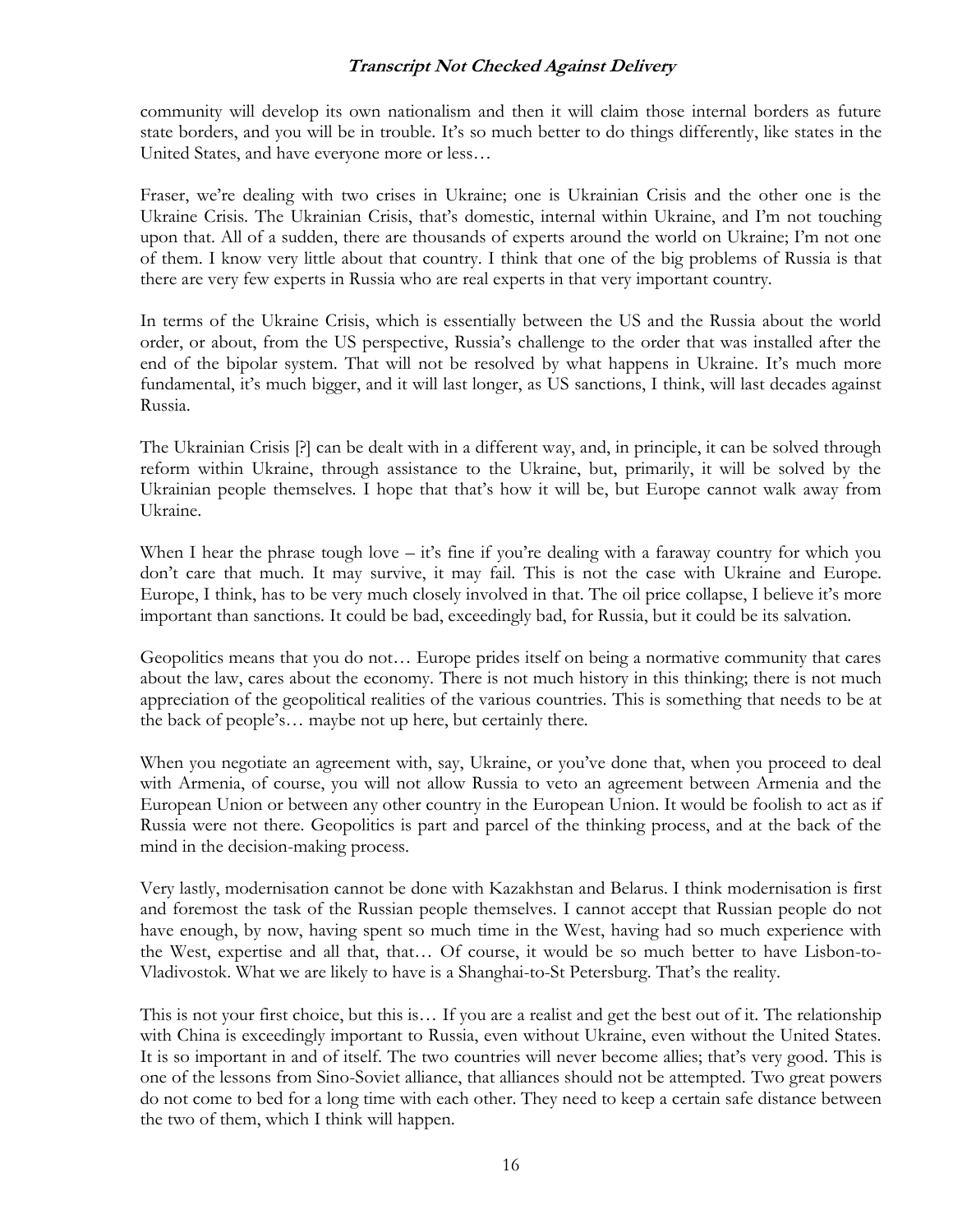community will develop its own nationalism and then it will claim those internal borders as future state borders, and you will be in trouble. It's so much better to do things differently, like states in the United States, and have everyone more or less…

Fraser, we're dealing with two crises in Ukraine; one is Ukrainian Crisis and the other one is the Ukraine Crisis. The Ukrainian Crisis, that's domestic, internal within Ukraine, and I'm not touching upon that. All of a sudden, there are thousands of experts around the world on Ukraine; I'm not one of them. I know very little about that country. I think that one of the big problems of Russia is that there are very few experts in Russia who are real experts in that very important country.

In terms of the Ukraine Crisis, which is essentially between the US and the Russia about the world order, or about, from the US perspective, Russia's challenge to the order that was installed after the end of the bipolar system. That will not be resolved by what happens in Ukraine. It's much more fundamental, it's much bigger, and it will last longer, as US sanctions, I think, will last decades against Russia.

The Ukrainian Crisis [?] can be dealt with in a different way, and, in principle, it can be solved through reform within Ukraine, through assistance to the Ukraine, but, primarily, it will be solved by the Ukrainian people themselves. I hope that that's how it will be, but Europe cannot walk away from Ukraine.

When I hear the phrase tough love – it's fine if you're dealing with a faraway country for which you don't care that much. It may survive, it may fail. This is not the case with Ukraine and Europe. Europe, I think, has to be very much closely involved in that. The oil price collapse, I believe it's more important than sanctions. It could be bad, exceedingly bad, for Russia, but it could be its salvation.

Geopolitics means that you do not… Europe prides itself on being a normative community that cares about the law, cares about the economy. There is not much history in this thinking; there is not much appreciation of the geopolitical realities of the various countries. This is something that needs to be at the back of people's… maybe not up here, but certainly there.

When you negotiate an agreement with, say, Ukraine, or you've done that, when you proceed to deal with Armenia, of course, you will not allow Russia to veto an agreement between Armenia and the European Union or between any other country in the European Union. It would be foolish to act as if Russia were not there. Geopolitics is part and parcel of the thinking process, and at the back of the mind in the decision-making process.

Very lastly, modernisation cannot be done with Kazakhstan and Belarus. I think modernisation is first and foremost the task of the Russian people themselves. I cannot accept that Russian people do not have enough, by now, having spent so much time in the West, having had so much experience with the West, expertise and all that, that… Of course, it would be so much better to have Lisbon-to-Vladivostok. What we are likely to have is a Shanghai-to-St Petersburg. That's the reality.

This is not your first choice, but this is… If you are a realist and get the best out of it. The relationship with China is exceedingly important to Russia, even without Ukraine, even without the United States. It is so important in and of itself. The two countries will never become allies; that's very good. This is one of the lessons from Sino-Soviet alliance, that alliances should not be attempted. Two great powers do not come to bed for a long time with each other. They need to keep a certain safe distance between the two of them, which I think will happen.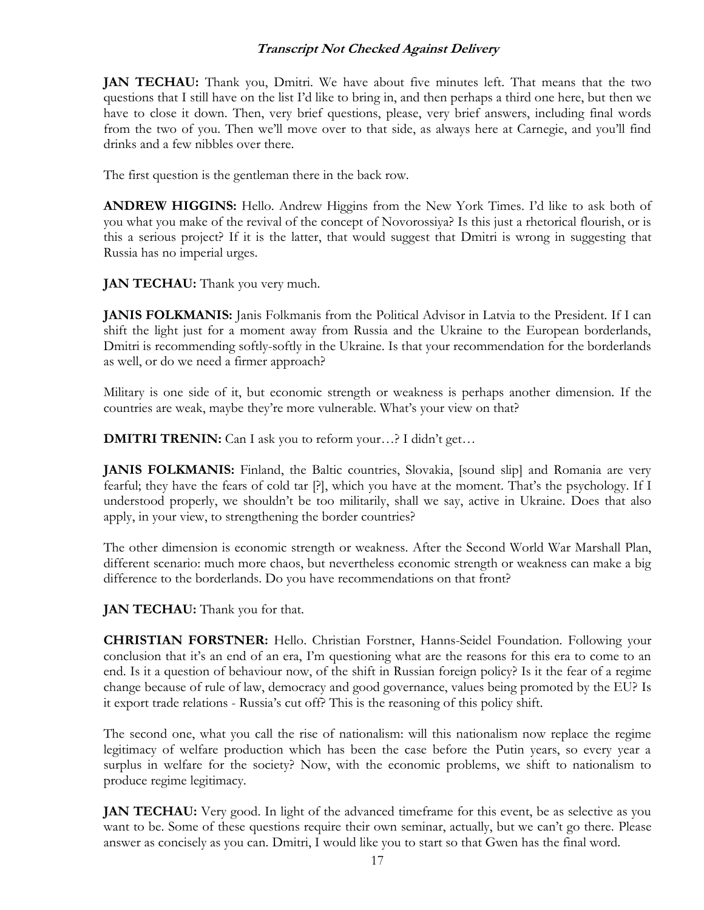**JAN TECHAU:** Thank you, Dmitri. We have about five minutes left. That means that the two questions that I still have on the list I'd like to bring in, and then perhaps a third one here, but then we have to close it down. Then, very brief questions, please, very brief answers, including final words from the two of you. Then we'll move over to that side, as always here at Carnegie, and you'll find drinks and a few nibbles over there.

The first question is the gentleman there in the back row.

**ANDREW HIGGINS:** Hello. Andrew Higgins from the New York Times. I'd like to ask both of you what you make of the revival of the concept of Novorossiya? Is this just a rhetorical flourish, or is this a serious project? If it is the latter, that would suggest that Dmitri is wrong in suggesting that Russia has no imperial urges.

**JAN TECHAU:** Thank you very much.

**JANIS FOLKMANIS:** Janis Folkmanis from the Political Advisor in Latvia to the President. If I can shift the light just for a moment away from Russia and the Ukraine to the European borderlands, Dmitri is recommending softly-softly in the Ukraine. Is that your recommendation for the borderlands as well, or do we need a firmer approach?

Military is one side of it, but economic strength or weakness is perhaps another dimension. If the countries are weak, maybe they're more vulnerable. What's your view on that?

**DMITRI TRENIN:** Can I ask you to reform your…? I didn't get…

**JANIS FOLKMANIS:** Finland, the Baltic countries, Slovakia, [sound slip] and Romania are very fearful; they have the fears of cold tar [?], which you have at the moment. That's the psychology. If I understood properly, we shouldn't be too militarily, shall we say, active in Ukraine. Does that also apply, in your view, to strengthening the border countries?

The other dimension is economic strength or weakness. After the Second World War Marshall Plan, different scenario: much more chaos, but nevertheless economic strength or weakness can make a big difference to the borderlands. Do you have recommendations on that front?

**JAN TECHAU:** Thank you for that.

**CHRISTIAN FORSTNER:** Hello. Christian Forstner, Hanns-Seidel Foundation. Following your conclusion that it's an end of an era, I'm questioning what are the reasons for this era to come to an end. Is it a question of behaviour now, of the shift in Russian foreign policy? Is it the fear of a regime change because of rule of law, democracy and good governance, values being promoted by the EU? Is it export trade relations - Russia's cut off? This is the reasoning of this policy shift.

The second one, what you call the rise of nationalism: will this nationalism now replace the regime legitimacy of welfare production which has been the case before the Putin years, so every year a surplus in welfare for the society? Now, with the economic problems, we shift to nationalism to produce regime legitimacy.

**JAN TECHAU:** Very good. In light of the advanced timeframe for this event, be as selective as you want to be. Some of these questions require their own seminar, actually, but we can't go there. Please answer as concisely as you can. Dmitri, I would like you to start so that Gwen has the final word.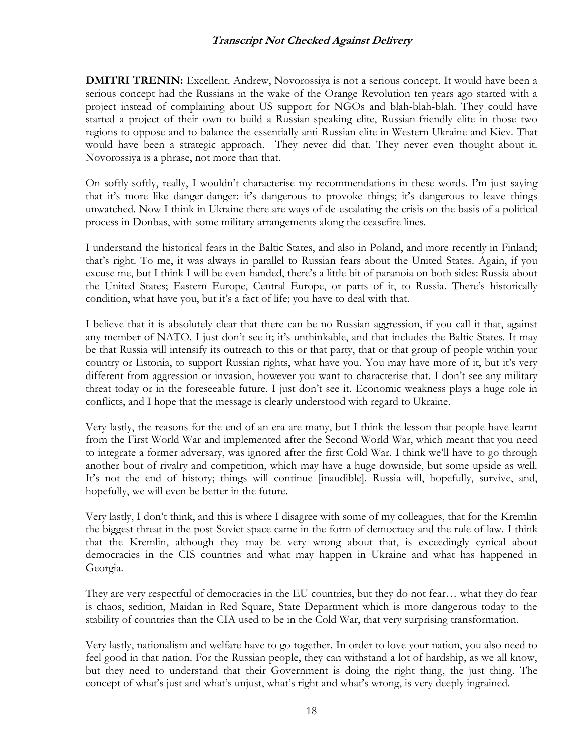**DMITRI TRENIN:** Excellent. Andrew, Novorossiya is not a serious concept. It would have been a serious concept had the Russians in the wake of the Orange Revolution ten years ago started with a project instead of complaining about US support for NGOs and blah-blah-blah. They could have started a project of their own to build a Russian-speaking elite, Russian-friendly elite in those two regions to oppose and to balance the essentially anti-Russian elite in Western Ukraine and Kiev. That would have been a strategic approach. They never did that. They never even thought about it. Novorossiya is a phrase, not more than that.

On softly-softly, really, I wouldn't characterise my recommendations in these words. I'm just saying that it's more like danger-danger: it's dangerous to provoke things; it's dangerous to leave things unwatched. Now I think in Ukraine there are ways of de-escalating the crisis on the basis of a political process in Donbas, with some military arrangements along the ceasefire lines.

I understand the historical fears in the Baltic States, and also in Poland, and more recently in Finland; that's right. To me, it was always in parallel to Russian fears about the United States. Again, if you excuse me, but I think I will be even-handed, there's a little bit of paranoia on both sides: Russia about the United States; Eastern Europe, Central Europe, or parts of it, to Russia. There's historically condition, what have you, but it's a fact of life; you have to deal with that.

I believe that it is absolutely clear that there can be no Russian aggression, if you call it that, against any member of NATO. I just don't see it; it's unthinkable, and that includes the Baltic States. It may be that Russia will intensify its outreach to this or that party, that or that group of people within your country or Estonia, to support Russian rights, what have you. You may have more of it, but it's very different from aggression or invasion, however you want to characterise that. I don't see any military threat today or in the foreseeable future. I just don't see it. Economic weakness plays a huge role in conflicts, and I hope that the message is clearly understood with regard to Ukraine.

Very lastly, the reasons for the end of an era are many, but I think the lesson that people have learnt from the First World War and implemented after the Second World War, which meant that you need to integrate a former adversary, was ignored after the first Cold War. I think we'll have to go through another bout of rivalry and competition, which may have a huge downside, but some upside as well. It's not the end of history; things will continue [inaudible]. Russia will, hopefully, survive, and, hopefully, we will even be better in the future.

Very lastly, I don't think, and this is where I disagree with some of my colleagues, that for the Kremlin the biggest threat in the post-Soviet space came in the form of democracy and the rule of law. I think that the Kremlin, although they may be very wrong about that, is exceedingly cynical about democracies in the CIS countries and what may happen in Ukraine and what has happened in Georgia.

They are very respectful of democracies in the EU countries, but they do not fear… what they do fear is chaos, sedition, Maidan in Red Square, State Department which is more dangerous today to the stability of countries than the CIA used to be in the Cold War, that very surprising transformation.

Very lastly, nationalism and welfare have to go together. In order to love your nation, you also need to feel good in that nation. For the Russian people, they can withstand a lot of hardship, as we all know, but they need to understand that their Government is doing the right thing, the just thing. The concept of what's just and what's unjust, what's right and what's wrong, is very deeply ingrained.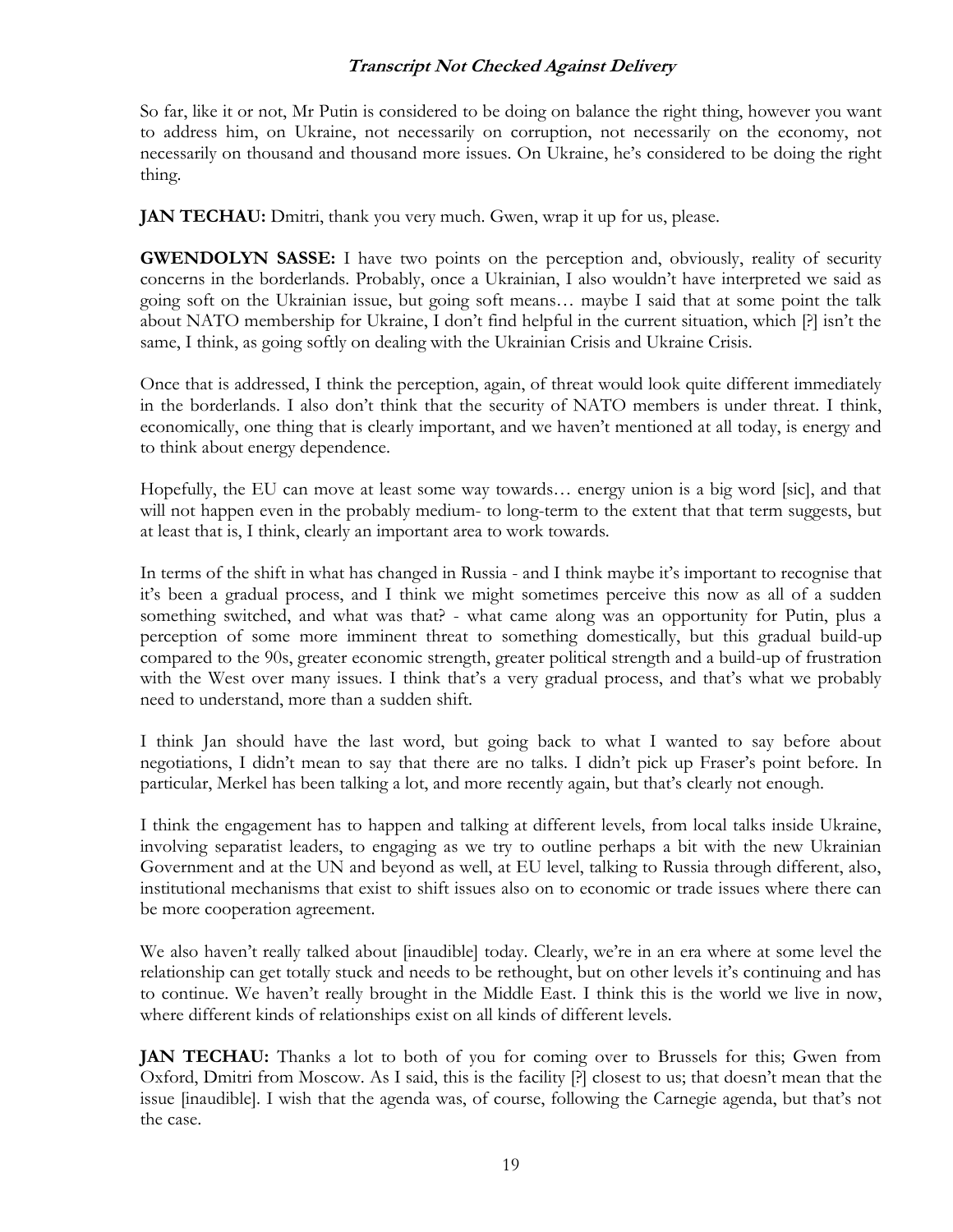So far, like it or not, Mr Putin is considered to be doing on balance the right thing, however you want to address him, on Ukraine, not necessarily on corruption, not necessarily on the economy, not necessarily on thousand and thousand more issues. On Ukraine, he's considered to be doing the right thing.

**JAN TECHAU:** Dmitri, thank you very much. Gwen, wrap it up for us, please.

**GWENDOLYN SASSE:** I have two points on the perception and, obviously, reality of security concerns in the borderlands. Probably, once a Ukrainian, I also wouldn't have interpreted we said as going soft on the Ukrainian issue, but going soft means… maybe I said that at some point the talk about NATO membership for Ukraine, I don't find helpful in the current situation, which [?] isn't the same, I think, as going softly on dealing with the Ukrainian Crisis and Ukraine Crisis.

Once that is addressed, I think the perception, again, of threat would look quite different immediately in the borderlands. I also don't think that the security of NATO members is under threat. I think, economically, one thing that is clearly important, and we haven't mentioned at all today, is energy and to think about energy dependence.

Hopefully, the EU can move at least some way towards… energy union is a big word [sic], and that will not happen even in the probably medium- to long-term to the extent that that term suggests, but at least that is, I think, clearly an important area to work towards.

In terms of the shift in what has changed in Russia - and I think maybe it's important to recognise that it's been a gradual process, and I think we might sometimes perceive this now as all of a sudden something switched, and what was that? - what came along was an opportunity for Putin, plus a perception of some more imminent threat to something domestically, but this gradual build-up compared to the 90s, greater economic strength, greater political strength and a build-up of frustration with the West over many issues. I think that's a very gradual process, and that's what we probably need to understand, more than a sudden shift.

I think Jan should have the last word, but going back to what I wanted to say before about negotiations, I didn't mean to say that there are no talks. I didn't pick up Fraser's point before. In particular, Merkel has been talking a lot, and more recently again, but that's clearly not enough.

I think the engagement has to happen and talking at different levels, from local talks inside Ukraine, involving separatist leaders, to engaging as we try to outline perhaps a bit with the new Ukrainian Government and at the UN and beyond as well, at EU level, talking to Russia through different, also, institutional mechanisms that exist to shift issues also on to economic or trade issues where there can be more cooperation agreement.

We also haven't really talked about [inaudible] today. Clearly, we're in an era where at some level the relationship can get totally stuck and needs to be rethought, but on other levels it's continuing and has to continue. We haven't really brought in the Middle East. I think this is the world we live in now, where different kinds of relationships exist on all kinds of different levels.

**JAN TECHAU:** Thanks a lot to both of you for coming over to Brussels for this; Gwen from Oxford, Dmitri from Moscow. As I said, this is the facility [?] closest to us; that doesn't mean that the issue [inaudible]. I wish that the agenda was, of course, following the Carnegie agenda, but that's not the case.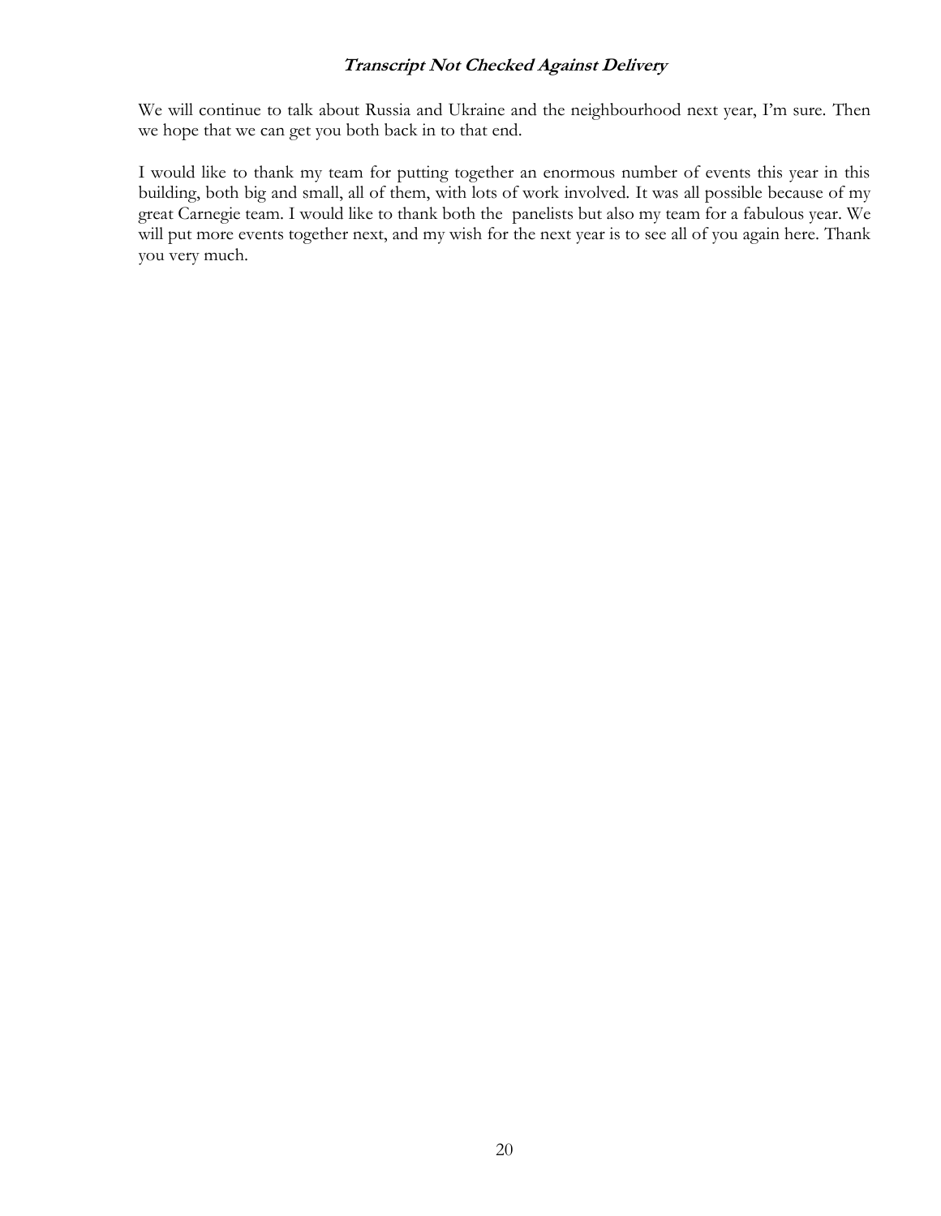We will continue to talk about Russia and Ukraine and the neighbourhood next year, I'm sure. Then we hope that we can get you both back in to that end.

I would like to thank my team for putting together an enormous number of events this year in this building, both big and small, all of them, with lots of work involved. It was all possible because of my great Carnegie team. I would like to thank both the panelists but also my team for a fabulous year. We will put more events together next, and my wish for the next year is to see all of you again here. Thank you very much.